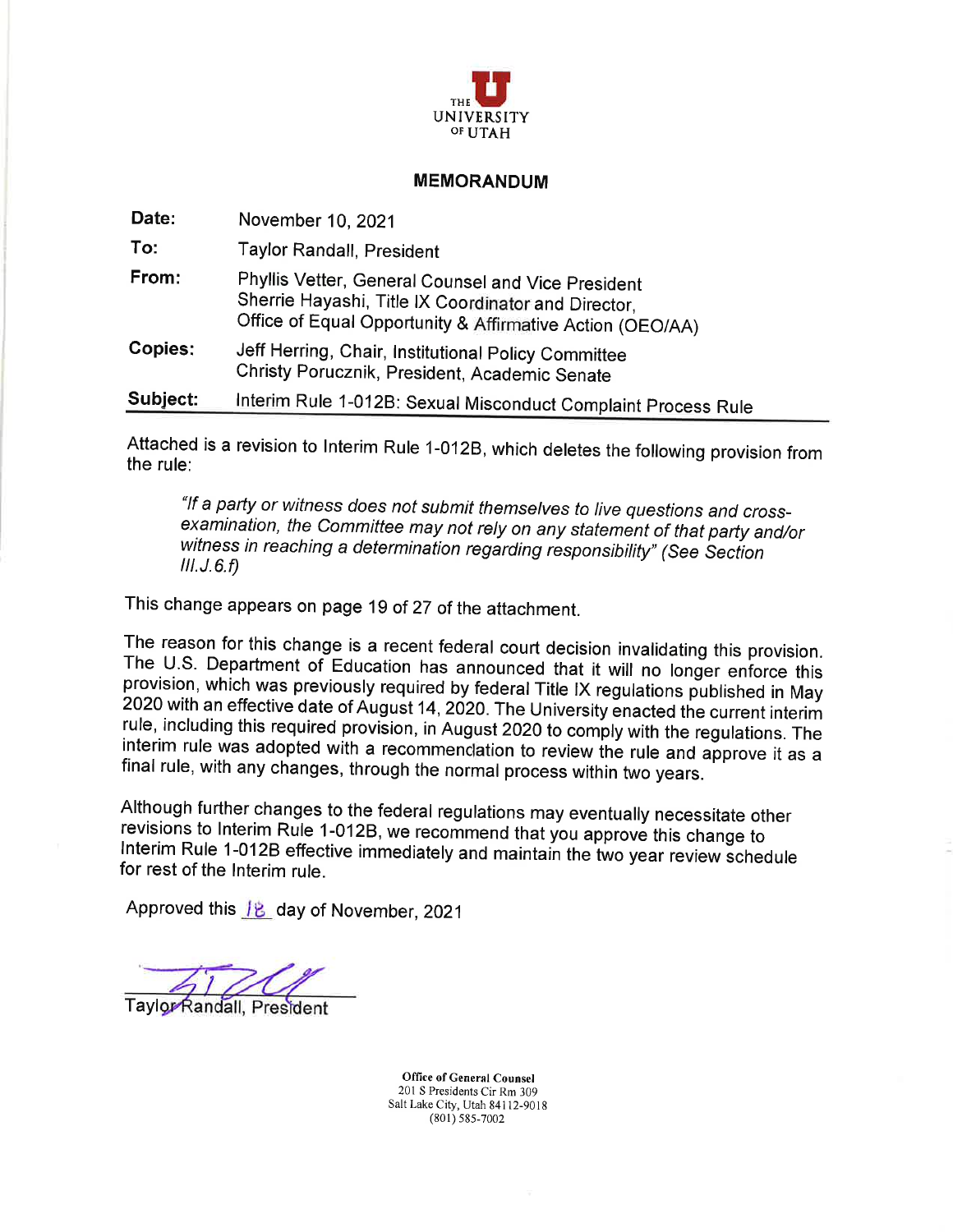THE UNIVERSITY OF UTAH

**MEMORANDUM**

| | |
|---|---|
| **Date:** | November 10, 2021 |
| **To:** | Taylor Randall, President |
| **From:** | Phyllis Vetter, General Counsel and Vice President<br>Sherrie Hayashi, Title IX Coordinator and Director,<br>Office of Equal Opportunity & Affirmative Action (OEO/AA) |
| **Copies:** | Jeff Herring, Chair, Institutional Policy Committee<br>Christy Porucznik, President, Academic Senate |
| **Subject:** | Interim Rule 1-012B: Sexual Misconduct Complaint Process Rule |

Attached is a revision to Interim Rule 1-012B, which deletes the following provision from the rule:

> *"If a party or witness does not submit themselves to live questions and cross-examination, the Committee may not rely on any statement of that party and/or witness in reaching a determination regarding responsibility" (See Section III.J.6.f)*

This change appears on page 19 of 27 of the attachment.

The reason for this change is a recent federal court decision invalidating this provision. The U.S. Department of Education has announced that it will no longer enforce this provision, which was previously required by federal Title IX regulations published in May 2020 with an effective date of August 14, 2020. The University enacted the current interim rule, including this required provision, in August 2020 to comply with the regulations. The interim rule was adopted with a recommendation to review the rule and approve it as a final rule, with any changes, through the normal process within two years.

Although further changes to the federal regulations may eventually necessitate other revisions to Interim Rule 1-012B, we recommend that you approve this change to Interim Rule 1-012B effective immediately and maintain the two year review schedule for rest of the Interim rule.

Approved this 18 day of November, 2021

Taylor Randall, President

**Office of General Counsel**
201 S Presidents Cir Rm 309
Salt Lake City, Utah 84112-9018
(801) 585-7002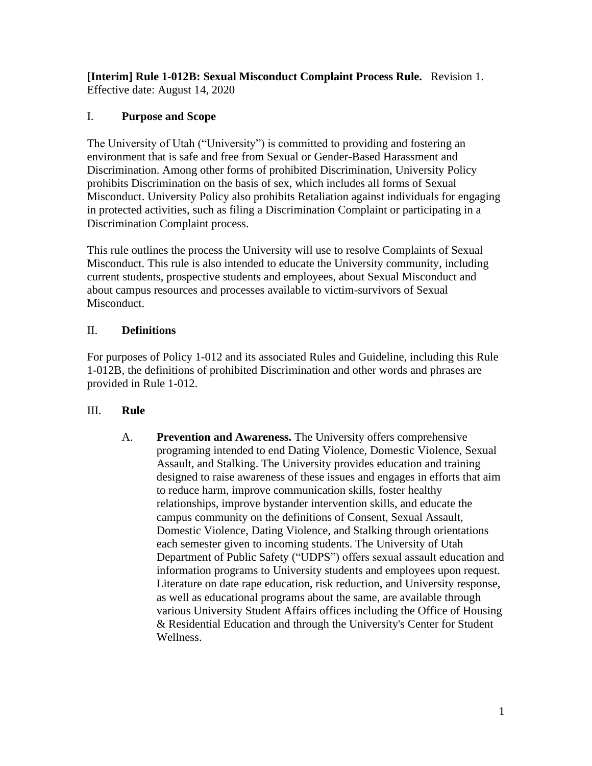**[Interim] Rule 1-012B: Sexual Misconduct Complaint Process Rule.** Revision 1. Effective date: August 14, 2020

## I. **Purpose and Scope**

The University of Utah ("University") is committed to providing and fostering an environment that is safe and free from Sexual or Gender-Based Harassment and Discrimination. Among other forms of prohibited Discrimination, University Policy prohibits Discrimination on the basis of sex, which includes all forms of Sexual Misconduct. University Policy also prohibits Retaliation against individuals for engaging in protected activities, such as filing a Discrimination Complaint or participating in a Discrimination Complaint process.

This rule outlines the process the University will use to resolve Complaints of Sexual Misconduct. This rule is also intended to educate the University community, including current students, prospective students and employees, about Sexual Misconduct and about campus resources and processes available to victim-survivors of Sexual Misconduct.

## II. **Definitions**

For purposes of Policy 1-012 and its associated Rules and Guideline, including this Rule 1-012B, the definitions of prohibited Discrimination and other words and phrases are provided in Rule 1-012.

## III. **Rule**

A. **Prevention and Awareness.** The University offers comprehensive programing intended to end Dating Violence, Domestic Violence, Sexual Assault, and Stalking. The University provides education and training designed to raise awareness of these issues and engages in efforts that aim to reduce harm, improve communication skills, foster healthy relationships, improve bystander intervention skills, and educate the campus community on the definitions of Consent, Sexual Assault, Domestic Violence, Dating Violence, and Stalking through orientations each semester given to incoming students. The University of Utah Department of Public Safety ("UDPS") offers sexual assault education and information programs to University students and employees upon request. Literature on date rape education, risk reduction, and University response, as well as educational programs about the same, are available through various University Student Affairs offices including the Office of Housing & Residential Education and through the University's Center for Student Wellness.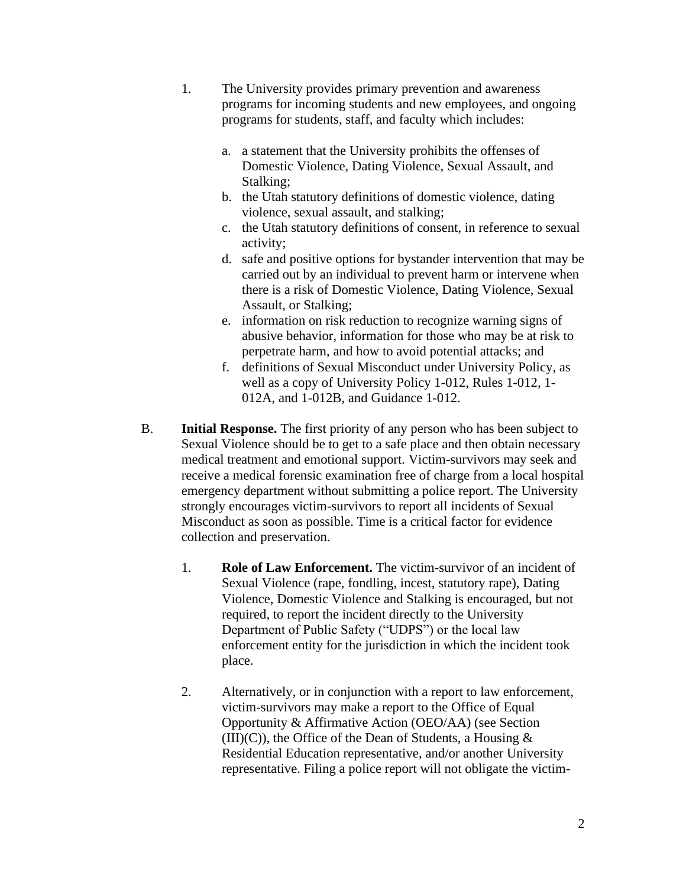1. The University provides primary prevention and awareness programs for incoming students and new employees, and ongoing programs for students, staff, and faculty which includes:

   a. a statement that the University prohibits the offenses of Domestic Violence, Dating Violence, Sexual Assault, and Stalking;
   b. the Utah statutory definitions of domestic violence, dating violence, sexual assault, and stalking;
   c. the Utah statutory definitions of consent, in reference to sexual activity;
   d. safe and positive options for bystander intervention that may be carried out by an individual to prevent harm or intervene when there is a risk of Domestic Violence, Dating Violence, Sexual Assault, or Stalking;
   e. information on risk reduction to recognize warning signs of abusive behavior, information for those who may be at risk to perpetrate harm, and how to avoid potential attacks; and
   f. definitions of Sexual Misconduct under University Policy, as well as a copy of University Policy 1-012, Rules 1-012, 1-012A, and 1-012B, and Guidance 1-012.

B. **Initial Response.** The first priority of any person who has been subject to Sexual Violence should be to get to a safe place and then obtain necessary medical treatment and emotional support. Victim-survivors may seek and receive a medical forensic examination free of charge from a local hospital emergency department without submitting a police report. The University strongly encourages victim-survivors to report all incidents of Sexual Misconduct as soon as possible. Time is a critical factor for evidence collection and preservation.

   1. **Role of Law Enforcement.** The victim-survivor of an incident of Sexual Violence (rape, fondling, incest, statutory rape), Dating Violence, Domestic Violence and Stalking is encouraged, but not required, to report the incident directly to the University Department of Public Safety ("UDPS") or the local law enforcement entity for the jurisdiction in which the incident took place.

   2. Alternatively, or in conjunction with a report to law enforcement, victim-survivors may make a report to the Office of Equal Opportunity & Affirmative Action (OEO/AA) (see Section (III)(C)), the Office of the Dean of Students, a Housing & Residential Education representative, and/or another University representative. Filing a police report will not obligate the victim-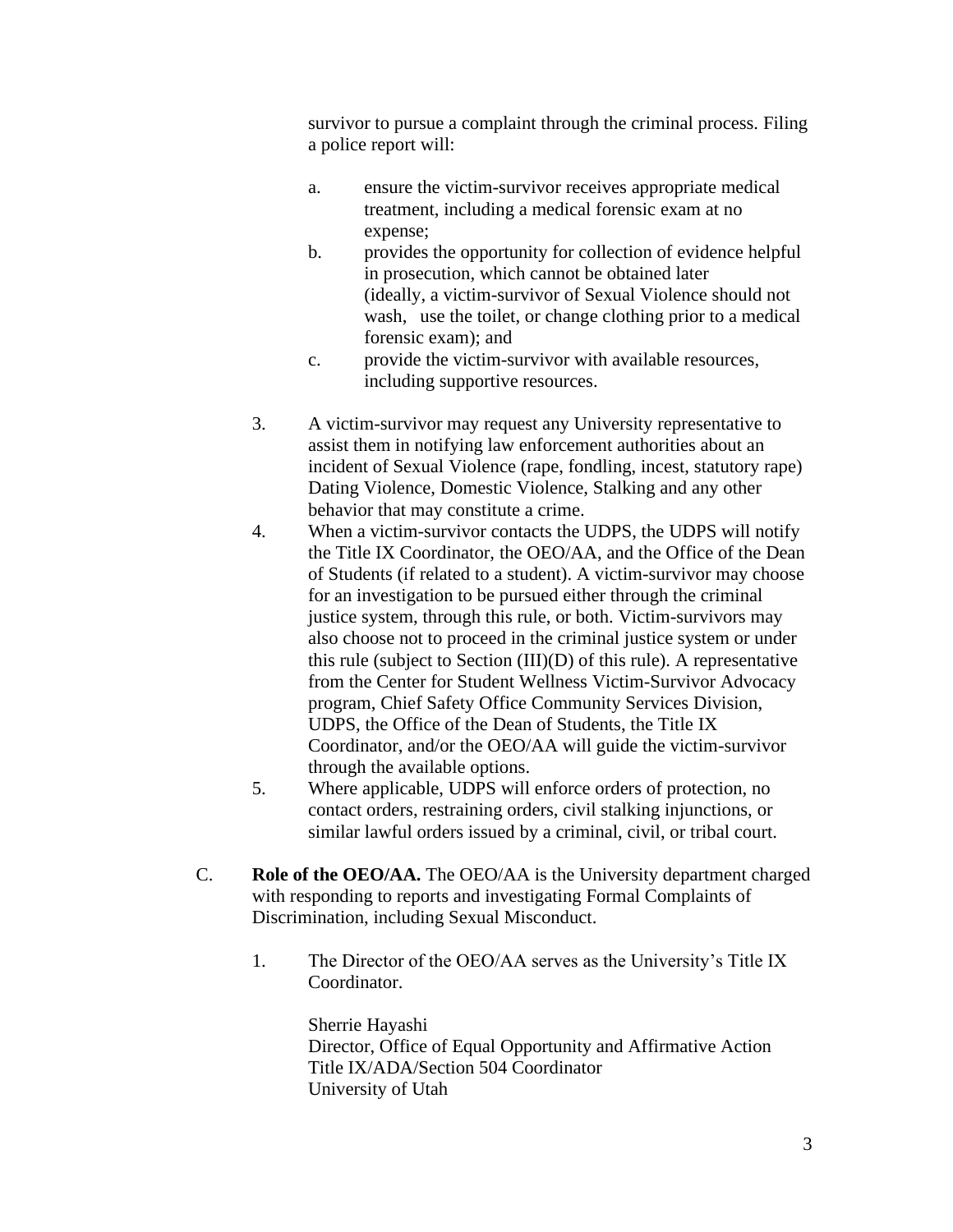survivor to pursue a complaint through the criminal process. Filing a police report will:

a. ensure the victim-survivor receives appropriate medical treatment, including a medical forensic exam at no expense;

b. provides the opportunity for collection of evidence helpful in prosecution, which cannot be obtained later (ideally, a victim-survivor of Sexual Violence should not wash, use the toilet, or change clothing prior to a medical forensic exam); and

c. provide the victim-survivor with available resources, including supportive resources.

3. A victim-survivor may request any University representative to assist them in notifying law enforcement authorities about an incident of Sexual Violence (rape, fondling, incest, statutory rape) Dating Violence, Domestic Violence, Stalking and any other behavior that may constitute a crime.

4. When a victim-survivor contacts the UDPS, the UDPS will notify the Title IX Coordinator, the OEO/AA, and the Office of the Dean of Students (if related to a student). A victim-survivor may choose for an investigation to be pursued either through the criminal justice system, through this rule, or both. Victim-survivors may also choose not to proceed in the criminal justice system or under this rule (subject to Section (III)(D) of this rule). A representative from the Center for Student Wellness Victim-Survivor Advocacy program, Chief Safety Office Community Services Division, UDPS, the Office of the Dean of Students, the Title IX Coordinator, and/or the OEO/AA will guide the victim-survivor through the available options.

5. Where applicable, UDPS will enforce orders of protection, no contact orders, restraining orders, civil stalking injunctions, or similar lawful orders issued by a criminal, civil, or tribal court.

C. **Role of the OEO/AA.** The OEO/AA is the University department charged with responding to reports and investigating Formal Complaints of Discrimination, including Sexual Misconduct.

1. The Director of the OEO/AA serves as the University's Title IX Coordinator.

   Sherrie Hayashi
   Director, Office of Equal Opportunity and Affirmative Action
   Title IX/ADA/Section 504 Coordinator
   University of Utah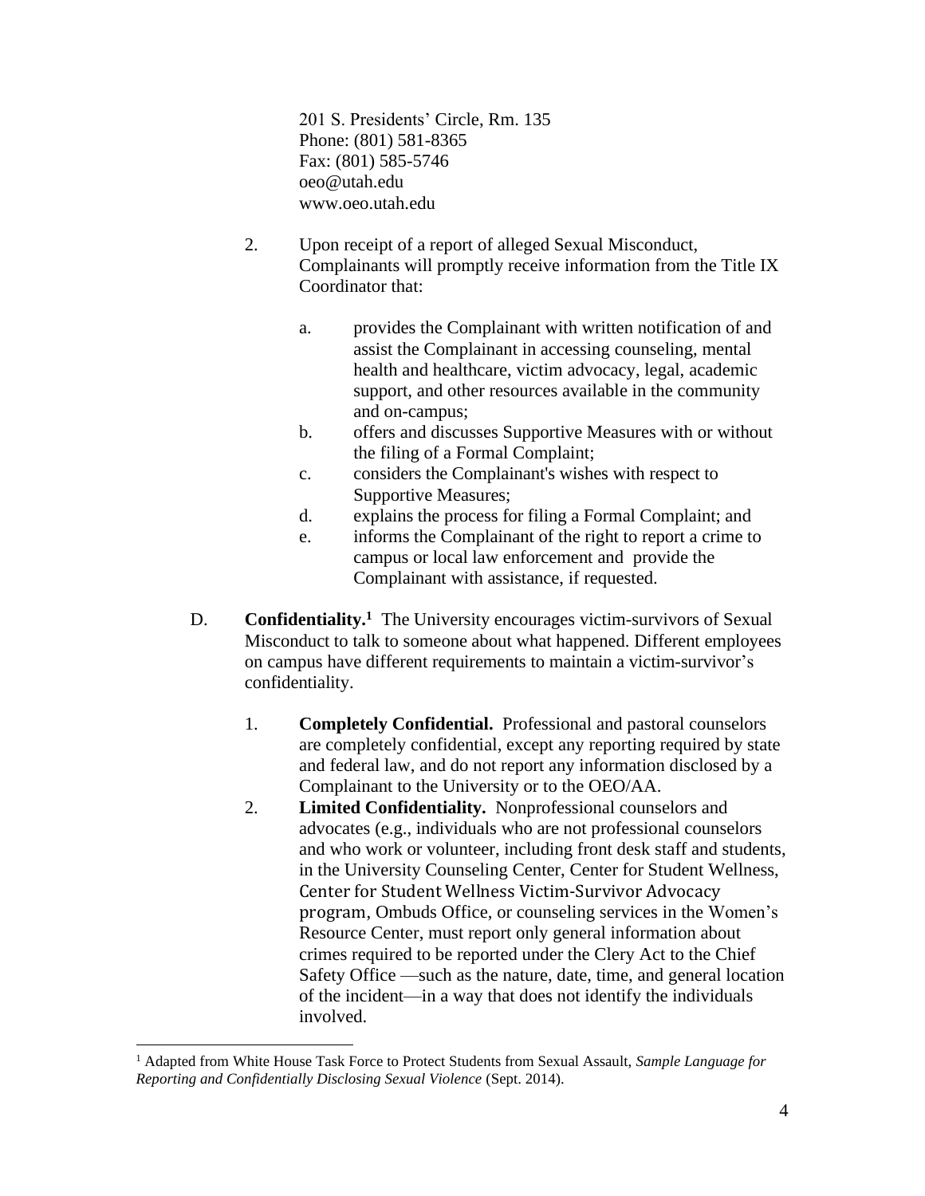201 S. Presidents' Circle, Rm. 135
Phone: (801) 581-8365
Fax: (801) 585-5746
oeo@utah.edu
www.oeo.utah.edu

2. Upon receipt of a report of alleged Sexual Misconduct, Complainants will promptly receive information from the Title IX Coordinator that:

   a. provides the Complainant with written notification of and assist the Complainant in accessing counseling, mental health and healthcare, victim advocacy, legal, academic support, and other resources available in the community and on-campus;
   b. offers and discusses Supportive Measures with or without the filing of a Formal Complaint;
   c. considers the Complainant's wishes with respect to Supportive Measures;
   d. explains the process for filing a Formal Complaint; and
   e. informs the Complainant of the right to report a crime to campus or local law enforcement and provide the Complainant with assistance, if requested.

D. **Confidentiality.**[1] The University encourages victim-survivors of Sexual Misconduct to talk to someone about what happened. Different employees on campus have different requirements to maintain a victim-survivor's confidentiality.

1. **Completely Confidential.** Professional and pastoral counselors are completely confidential, except any reporting required by state and federal law, and do not report any information disclosed by a Complainant to the University or to the OEO/AA.
2. **Limited Confidentiality.** Nonprofessional counselors and advocates (e.g., individuals who are not professional counselors and who work or volunteer, including front desk staff and students, in the University Counseling Center, Center for Student Wellness, Center for Student Wellness Victim-Survivor Advocacy program, Ombuds Office, or counseling services in the Women's Resource Center, must report only general information about crimes required to be reported under the Clery Act to the Chief Safety Office —such as the nature, date, time, and general location of the incident—in a way that does not identify the individuals involved.

---

[1] Adapted from White House Task Force to Protect Students from Sexual Assault, *Sample Language for Reporting and Confidentially Disclosing Sexual Violence* (Sept. 2014).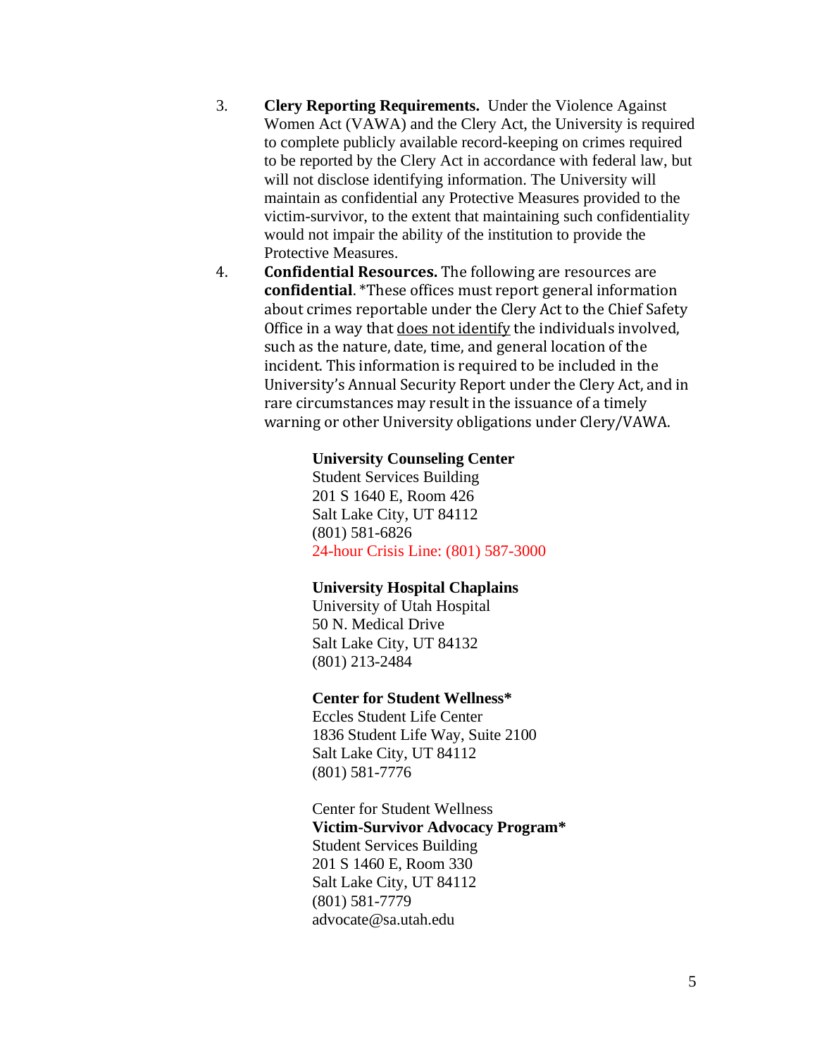3. **Clery Reporting Requirements.** Under the Violence Against Women Act (VAWA) and the Clery Act, the University is required to complete publicly available record-keeping on crimes required to be reported by the Clery Act in accordance with federal law, but will not disclose identifying information. The University will maintain as confidential any Protective Measures provided to the victim-survivor, to the extent that maintaining such confidentiality would not impair the ability of the institution to provide the Protective Measures.

4. **Confidential Resources.** The following are resources are **confidential**. *These offices must report general information about crimes reportable under the Clery Act to the Chief Safety Office in a way that <u>does not identify</u> the individuals involved, such as the nature, date, time, and general location of the incident. This information is required to be included in the University's Annual Security Report under the Clery Act, and in rare circumstances may result in the issuance of a timely warning or other University obligations under Clery/VAWA.

   **University Counseling Center**
   Student Services Building
   201 S 1640 E, Room 426
   Salt Lake City, UT 84112
   (801) 581-6826
   24-hour Crisis Line: (801) 587-3000

   **University Hospital Chaplains**
   University of Utah Hospital
   50 N. Medical Drive
   Salt Lake City, UT 84132
   (801) 213-2484

   **Center for Student Wellness***
   Eccles Student Life Center
   1836 Student Life Way, Suite 2100
   Salt Lake City, UT 84112
   (801) 581-7776

   Center for Student Wellness
   **Victim-Survivor Advocacy Program***
   Student Services Building
   201 S 1460 E, Room 330
   Salt Lake City, UT 84112
   (801) 581-7779
   advocate@sa.utah.edu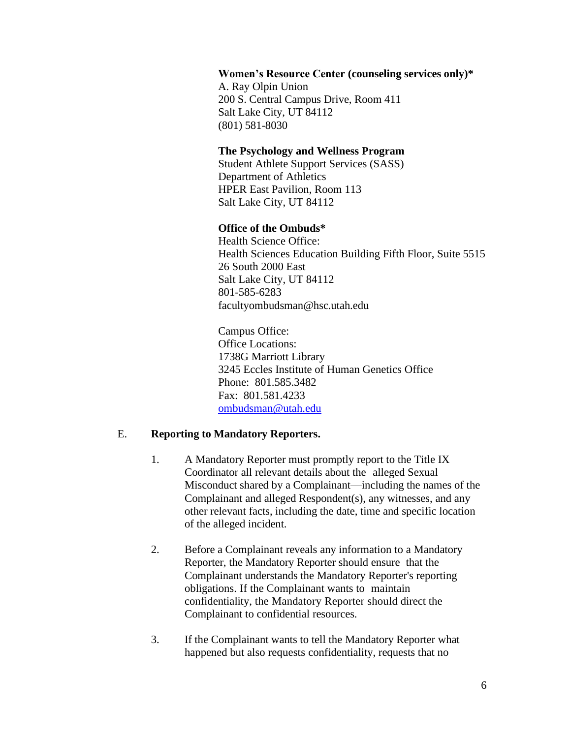**Women's Resource Center (counseling services only)***
A. Ray Olpin Union
200 S. Central Campus Drive, Room 411
Salt Lake City, UT 84112
(801) 581-8030

**The Psychology and Wellness Program**
Student Athlete Support Services (SASS)
Department of Athletics
HPER East Pavilion, Room 113
Salt Lake City, UT 84112

**Office of the Ombuds***
Health Science Office:
Health Sciences Education Building Fifth Floor, Suite 5515
26 South 2000 East
Salt Lake City, UT 84112
801-585-6283
facultyombudsman@hsc.utah.edu

Campus Office:
Office Locations:
1738G Marriott Library
3245 Eccles Institute of Human Genetics Office
Phone: 801.585.3482
Fax: 801.581.4233
ombudsman@utah.edu

E. **Reporting to Mandatory Reporters.**

1. A Mandatory Reporter must promptly report to the Title IX Coordinator all relevant details about the alleged Sexual Misconduct shared by a Complainant—including the names of the Complainant and alleged Respondent(s), any witnesses, and any other relevant facts, including the date, time and specific location of the alleged incident.

2. Before a Complainant reveals any information to a Mandatory Reporter, the Mandatory Reporter should ensure that the Complainant understands the Mandatory Reporter's reporting obligations. If the Complainant wants to maintain confidentiality, the Mandatory Reporter should direct the Complainant to confidential resources.

3. If the Complainant wants to tell the Mandatory Reporter what happened but also requests confidentiality, requests that no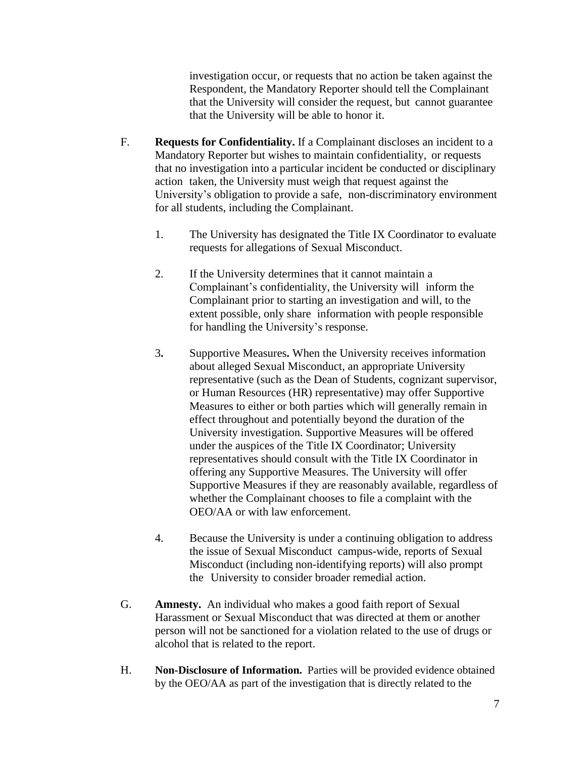investigation occur, or requests that no action be taken against the Respondent, the Mandatory Reporter should tell the Complainant that the University will consider the request, but cannot guarantee that the University will be able to honor it.

F. **Requests for Confidentiality.** If a Complainant discloses an incident to a Mandatory Reporter but wishes to maintain confidentiality, or requests that no investigation into a particular incident be conducted or disciplinary action taken, the University must weigh that request against the University's obligation to provide a safe, non-discriminatory environment for all students, including the Complainant.

   1. The University has designated the Title IX Coordinator to evaluate requests for allegations of Sexual Misconduct.

   2. If the University determines that it cannot maintain a Complainant's confidentiality, the University will inform the Complainant prior to starting an investigation and will, to the extent possible, only share information with people responsible for handling the University's response.

   3**.** Supportive Measures**.** When the University receives information about alleged Sexual Misconduct, an appropriate University representative (such as the Dean of Students, cognizant supervisor, or Human Resources (HR) representative) may offer Supportive Measures to either or both parties which will generally remain in effect throughout and potentially beyond the duration of the University investigation. Supportive Measures will be offered under the auspices of the Title IX Coordinator; University representatives should consult with the Title IX Coordinator in offering any Supportive Measures. The University will offer Supportive Measures if they are reasonably available, regardless of whether the Complainant chooses to file a complaint with the OEO/AA or with law enforcement.

   4. Because the University is under a continuing obligation to address the issue of Sexual Misconduct campus-wide, reports of Sexual Misconduct (including non-identifying reports) will also prompt the University to consider broader remedial action.

G. **Amnesty.** An individual who makes a good faith report of Sexual Harassment or Sexual Misconduct that was directed at them or another person will not be sanctioned for a violation related to the use of drugs or alcohol that is related to the report.

H. **Non-Disclosure of Information.** Parties will be provided evidence obtained by the OEO/AA as part of the investigation that is directly related to the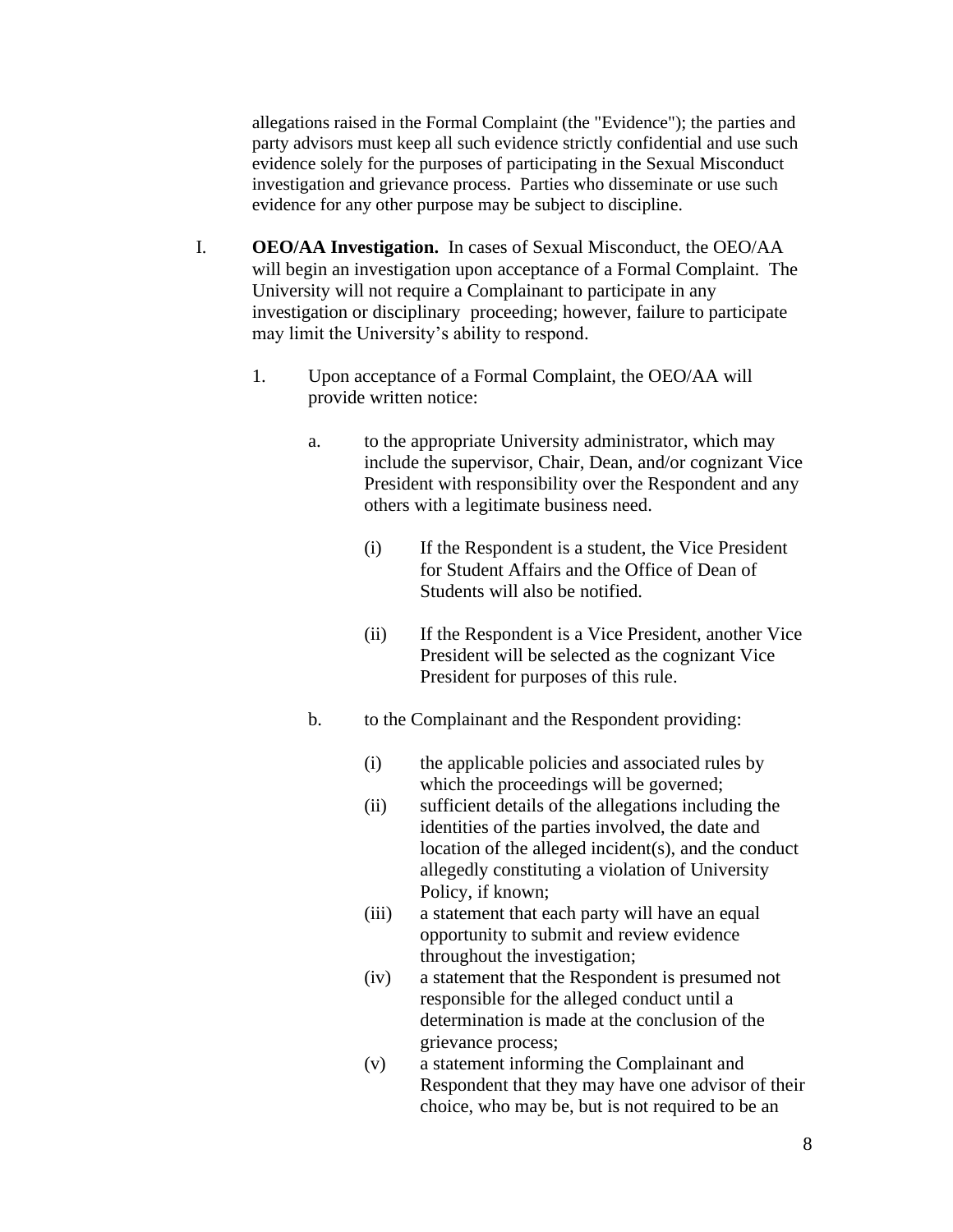allegations raised in the Formal Complaint (the "Evidence"); the parties and party advisors must keep all such evidence strictly confidential and use such evidence solely for the purposes of participating in the Sexual Misconduct investigation and grievance process. Parties who disseminate or use such evidence for any other purpose may be subject to discipline.

I. **OEO/AA Investigation.** In cases of Sexual Misconduct, the OEO/AA will begin an investigation upon acceptance of a Formal Complaint. The University will not require a Complainant to participate in any investigation or disciplinary proceeding; however, failure to participate may limit the University's ability to respond.

1. Upon acceptance of a Formal Complaint, the OEO/AA will provide written notice:

   a. to the appropriate University administrator, which may include the supervisor, Chair, Dean, and/or cognizant Vice President with responsibility over the Respondent and any others with a legitimate business need.

      (i) If the Respondent is a student, the Vice President for Student Affairs and the Office of Dean of Students will also be notified.

      (ii) If the Respondent is a Vice President, another Vice President will be selected as the cognizant Vice President for purposes of this rule.

   b. to the Complainant and the Respondent providing:

      (i) the applicable policies and associated rules by which the proceedings will be governed;
      (ii) sufficient details of the allegations including the identities of the parties involved, the date and location of the alleged incident(s), and the conduct allegedly constituting a violation of University Policy, if known;
      (iii) a statement that each party will have an equal opportunity to submit and review evidence throughout the investigation;
      (iv) a statement that the Respondent is presumed not responsible for the alleged conduct until a determination is made at the conclusion of the grievance process;
      (v) a statement informing the Complainant and Respondent that they may have one advisor of their choice, who may be, but is not required to be an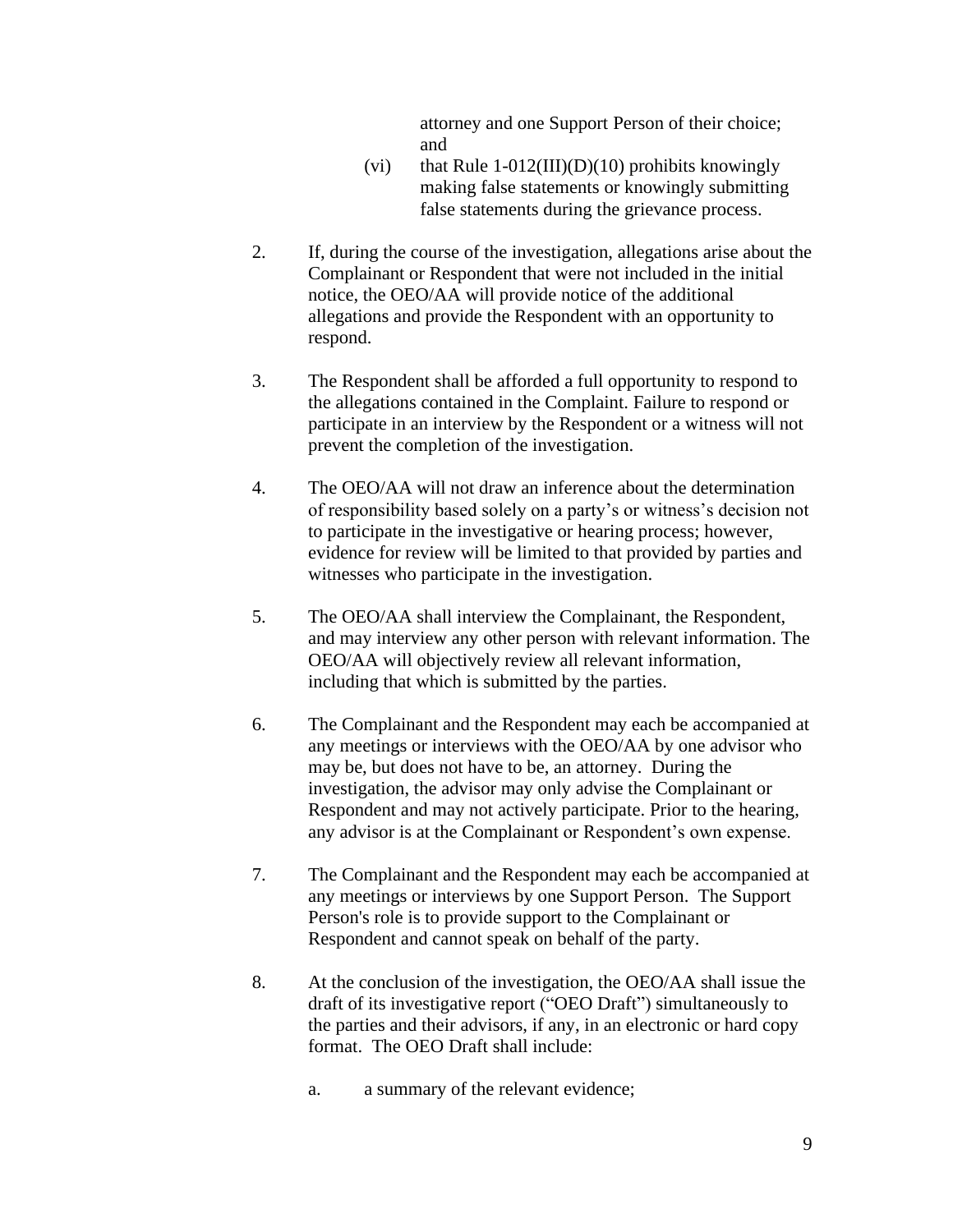attorney and one Support Person of their choice; and

(vi) that Rule 1-012(III)(D)(10) prohibits knowingly making false statements or knowingly submitting false statements during the grievance process.

2. If, during the course of the investigation, allegations arise about the Complainant or Respondent that were not included in the initial notice, the OEO/AA will provide notice of the additional allegations and provide the Respondent with an opportunity to respond.

3. The Respondent shall be afforded a full opportunity to respond to the allegations contained in the Complaint. Failure to respond or participate in an interview by the Respondent or a witness will not prevent the completion of the investigation.

4. The OEO/AA will not draw an inference about the determination of responsibility based solely on a party's or witness's decision not to participate in the investigative or hearing process; however, evidence for review will be limited to that provided by parties and witnesses who participate in the investigation.

5. The OEO/AA shall interview the Complainant, the Respondent, and may interview any other person with relevant information. The OEO/AA will objectively review all relevant information, including that which is submitted by the parties.

6. The Complainant and the Respondent may each be accompanied at any meetings or interviews with the OEO/AA by one advisor who may be, but does not have to be, an attorney. During the investigation, the advisor may only advise the Complainant or Respondent and may not actively participate. Prior to the hearing, any advisor is at the Complainant or Respondent's own expense.

7. The Complainant and the Respondent may each be accompanied at any meetings or interviews by one Support Person. The Support Person's role is to provide support to the Complainant or Respondent and cannot speak on behalf of the party.

8. At the conclusion of the investigation, the OEO/AA shall issue the draft of its investigative report ("OEO Draft") simultaneously to the parties and their advisors, if any, in an electronic or hard copy format. The OEO Draft shall include:

   a. a summary of the relevant evidence;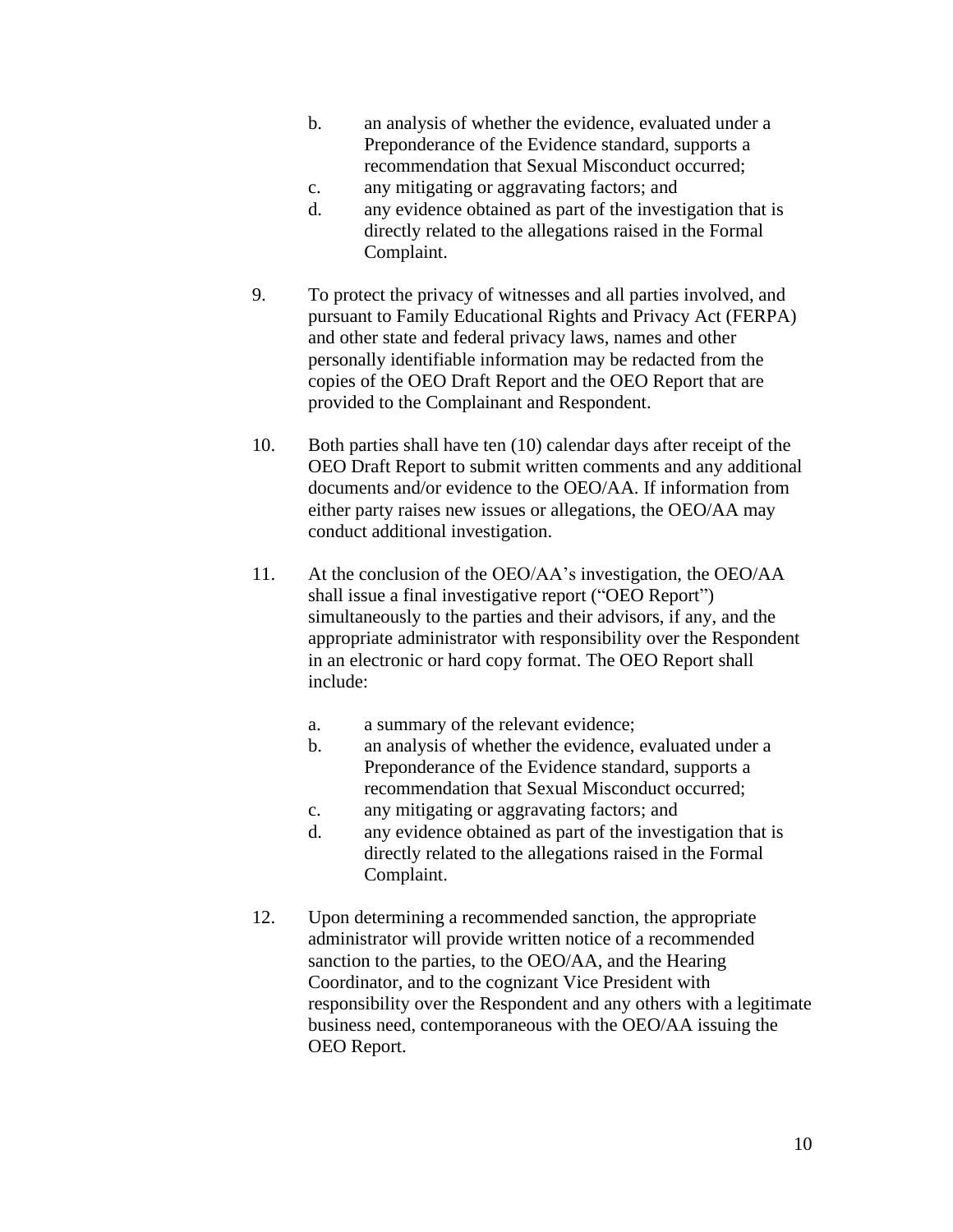b. an analysis of whether the evidence, evaluated under a Preponderance of the Evidence standard, supports a recommendation that Sexual Misconduct occurred;

c. any mitigating or aggravating factors; and

d. any evidence obtained as part of the investigation that is directly related to the allegations raised in the Formal Complaint.

9. To protect the privacy of witnesses and all parties involved, and pursuant to Family Educational Rights and Privacy Act (FERPA) and other state and federal privacy laws, names and other personally identifiable information may be redacted from the copies of the OEO Draft Report and the OEO Report that are provided to the Complainant and Respondent.

10. Both parties shall have ten (10) calendar days after receipt of the OEO Draft Report to submit written comments and any additional documents and/or evidence to the OEO/AA. If information from either party raises new issues or allegations, the OEO/AA may conduct additional investigation.

11. At the conclusion of the OEO/AA's investigation, the OEO/AA shall issue a final investigative report ("OEO Report") simultaneously to the parties and their advisors, if any, and the appropriate administrator with responsibility over the Respondent in an electronic or hard copy format. The OEO Report shall include:

    a. a summary of the relevant evidence;

    b. an analysis of whether the evidence, evaluated under a Preponderance of the Evidence standard, supports a recommendation that Sexual Misconduct occurred;

    c. any mitigating or aggravating factors; and

    d. any evidence obtained as part of the investigation that is directly related to the allegations raised in the Formal Complaint.

12. Upon determining a recommended sanction, the appropriate administrator will provide written notice of a recommended sanction to the parties, to the OEO/AA, and the Hearing Coordinator, and to the cognizant Vice President with responsibility over the Respondent and any others with a legitimate business need, contemporaneous with the OEO/AA issuing the OEO Report.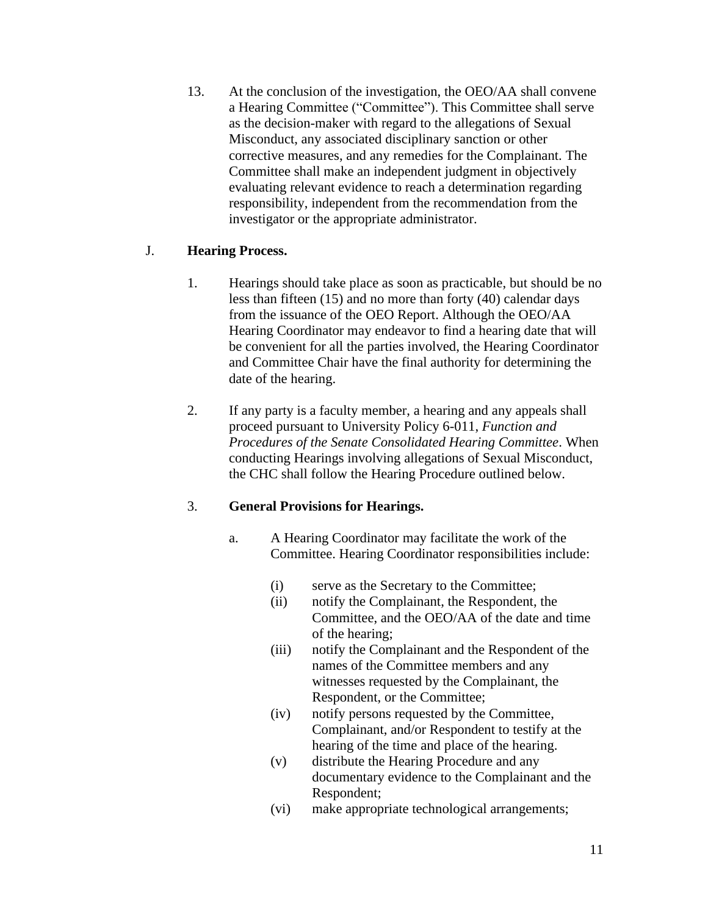13. At the conclusion of the investigation, the OEO/AA shall convene a Hearing Committee ("Committee"). This Committee shall serve as the decision-maker with regard to the allegations of Sexual Misconduct, any associated disciplinary sanction or other corrective measures, and any remedies for the Complainant. The Committee shall make an independent judgment in objectively evaluating relevant evidence to reach a determination regarding responsibility, independent from the recommendation from the investigator or the appropriate administrator.

J. **Hearing Process.**

1. Hearings should take place as soon as practicable, but should be no less than fifteen (15) and no more than forty (40) calendar days from the issuance of the OEO Report. Although the OEO/AA Hearing Coordinator may endeavor to find a hearing date that will be convenient for all the parties involved, the Hearing Coordinator and Committee Chair have the final authority for determining the date of the hearing.

2. If any party is a faculty member, a hearing and any appeals shall proceed pursuant to University Policy 6-011, *Function and Procedures of the Senate Consolidated Hearing Committee*. When conducting Hearings involving allegations of Sexual Misconduct, the CHC shall follow the Hearing Procedure outlined below.

3. **General Provisions for Hearings.**

   a. A Hearing Coordinator may facilitate the work of the Committee. Hearing Coordinator responsibilities include:

      (i) serve as the Secretary to the Committee;
      (ii) notify the Complainant, the Respondent, the Committee, and the OEO/AA of the date and time of the hearing;
      (iii) notify the Complainant and the Respondent of the names of the Committee members and any witnesses requested by the Complainant, the Respondent, or the Committee;
      (iv) notify persons requested by the Committee, Complainant, and/or Respondent to testify at the hearing of the time and place of the hearing.
      (v) distribute the Hearing Procedure and any documentary evidence to the Complainant and the Respondent;
      (vi) make appropriate technological arrangements;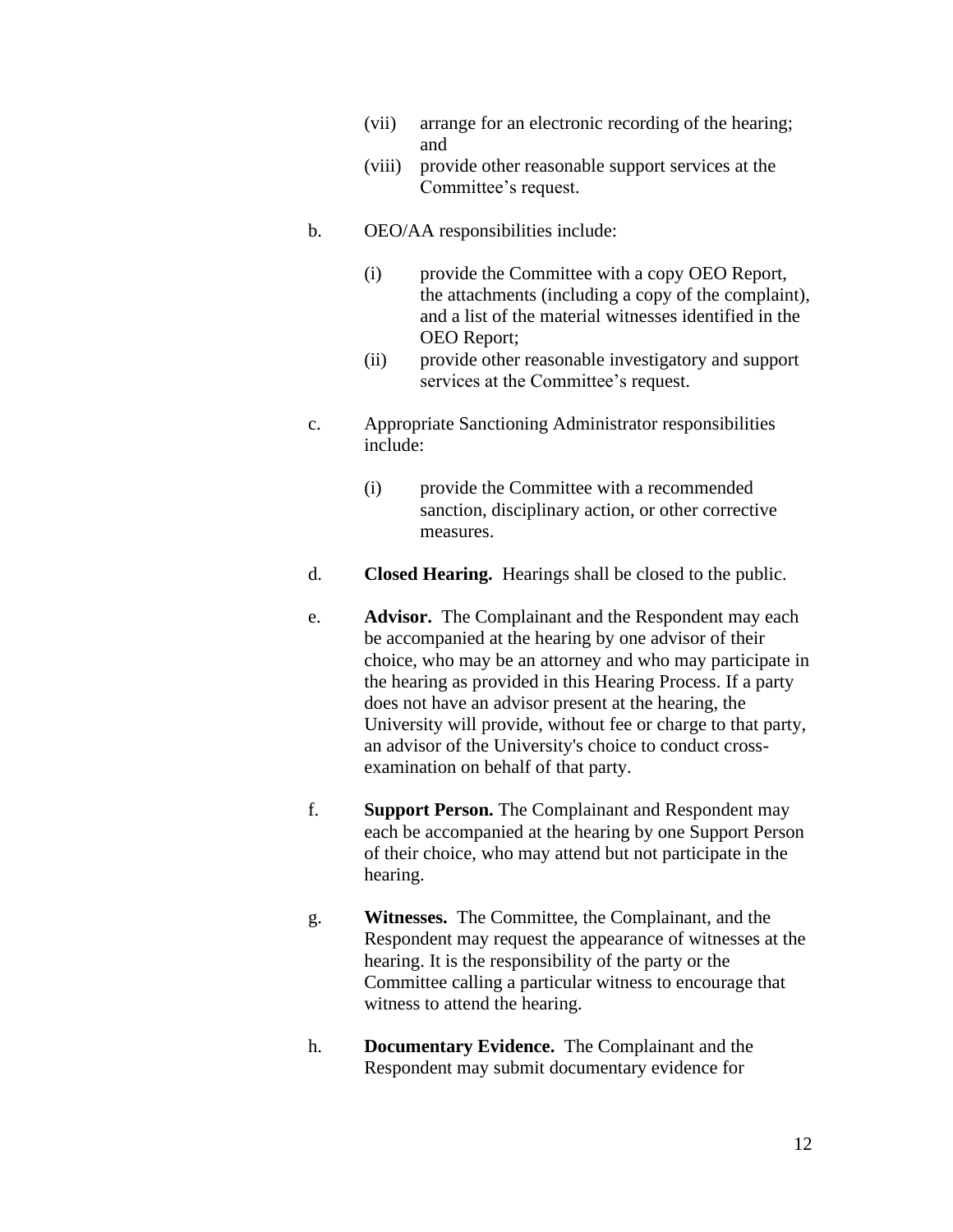(vii) arrange for an electronic recording of the hearing; and

(viii) provide other reasonable support services at the Committee's request.

b. OEO/AA responsibilities include:

(i) provide the Committee with a copy OEO Report, the attachments (including a copy of the complaint), and a list of the material witnesses identified in the OEO Report;

(ii) provide other reasonable investigatory and support services at the Committee's request.

c. Appropriate Sanctioning Administrator responsibilities include:

(i) provide the Committee with a recommended sanction, disciplinary action, or other corrective measures.

d. **Closed Hearing.** Hearings shall be closed to the public.

e. **Advisor.** The Complainant and the Respondent may each be accompanied at the hearing by one advisor of their choice, who may be an attorney and who may participate in the hearing as provided in this Hearing Process. If a party does not have an advisor present at the hearing, the University will provide, without fee or charge to that party, an advisor of the University's choice to conduct cross-examination on behalf of that party.

f. **Support Person.** The Complainant and Respondent may each be accompanied at the hearing by one Support Person of their choice, who may attend but not participate in the hearing.

g. **Witnesses.** The Committee, the Complainant, and the Respondent may request the appearance of witnesses at the hearing. It is the responsibility of the party or the Committee calling a particular witness to encourage that witness to attend the hearing.

h. **Documentary Evidence.** The Complainant and the Respondent may submit documentary evidence for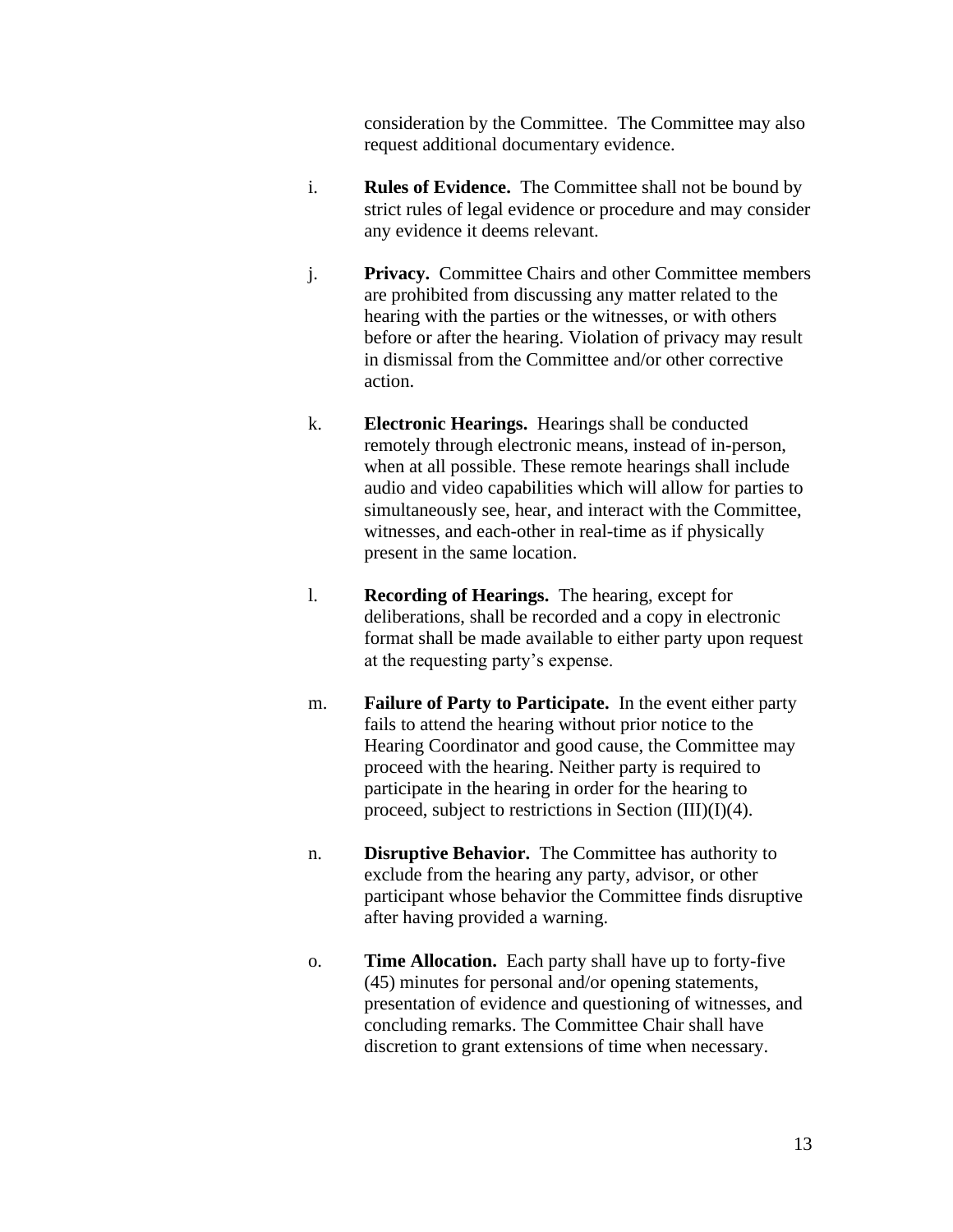consideration by the Committee. The Committee may also request additional documentary evidence.

i. **Rules of Evidence.** The Committee shall not be bound by strict rules of legal evidence or procedure and may consider any evidence it deems relevant.

j. **Privacy.** Committee Chairs and other Committee members are prohibited from discussing any matter related to the hearing with the parties or the witnesses, or with others before or after the hearing. Violation of privacy may result in dismissal from the Committee and/or other corrective action.

k. **Electronic Hearings.** Hearings shall be conducted remotely through electronic means, instead of in-person, when at all possible. These remote hearings shall include audio and video capabilities which will allow for parties to simultaneously see, hear, and interact with the Committee, witnesses, and each-other in real-time as if physically present in the same location.

l. **Recording of Hearings.** The hearing, except for deliberations, shall be recorded and a copy in electronic format shall be made available to either party upon request at the requesting party's expense.

m. **Failure of Party to Participate.** In the event either party fails to attend the hearing without prior notice to the Hearing Coordinator and good cause, the Committee may proceed with the hearing. Neither party is required to participate in the hearing in order for the hearing to proceed, subject to restrictions in Section (III)(I)(4).

n. **Disruptive Behavior.** The Committee has authority to exclude from the hearing any party, advisor, or other participant whose behavior the Committee finds disruptive after having provided a warning.

o. **Time Allocation.** Each party shall have up to forty-five (45) minutes for personal and/or opening statements, presentation of evidence and questioning of witnesses, and concluding remarks. The Committee Chair shall have discretion to grant extensions of time when necessary.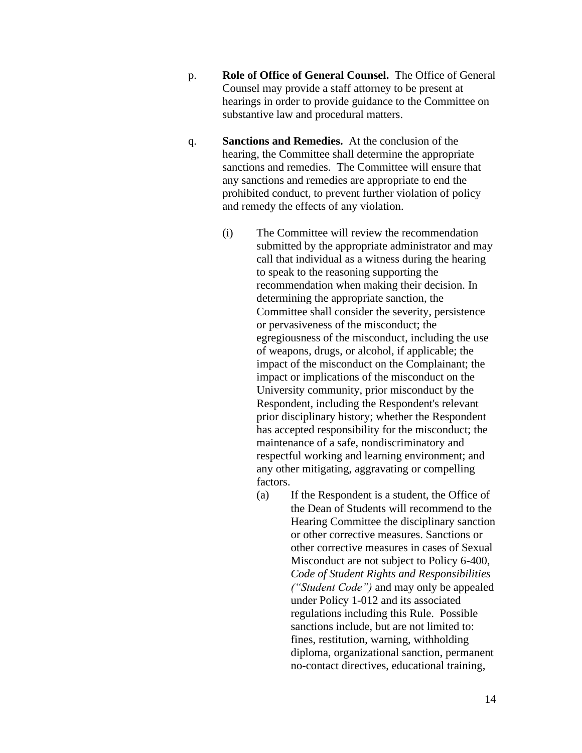p. **Role of Office of General Counsel.** The Office of General Counsel may provide a staff attorney to be present at hearings in order to provide guidance to the Committee on substantive law and procedural matters.

q. **Sanctions and Remedies.** At the conclusion of the hearing, the Committee shall determine the appropriate sanctions and remedies. The Committee will ensure that any sanctions and remedies are appropriate to end the prohibited conduct, to prevent further violation of policy and remedy the effects of any violation.

(i) The Committee will review the recommendation submitted by the appropriate administrator and may call that individual as a witness during the hearing to speak to the reasoning supporting the recommendation when making their decision. In determining the appropriate sanction, the Committee shall consider the severity, persistence or pervasiveness of the misconduct; the egregiousness of the misconduct, including the use of weapons, drugs, or alcohol, if applicable; the impact of the misconduct on the Complainant; the impact or implications of the misconduct on the University community, prior misconduct by the Respondent, including the Respondent's relevant prior disciplinary history; whether the Respondent has accepted responsibility for the misconduct; the maintenance of a safe, nondiscriminatory and respectful working and learning environment; and any other mitigating, aggravating or compelling factors.

(a) If the Respondent is a student, the Office of the Dean of Students will recommend to the Hearing Committee the disciplinary sanction or other corrective measures. Sanctions or other corrective measures in cases of Sexual Misconduct are not subject to Policy 6-400, *Code of Student Rights and Responsibilities ("Student Code")* and may only be appealed under Policy 1-012 and its associated regulations including this Rule. Possible sanctions include, but are not limited to: fines, restitution, warning, withholding diploma, organizational sanction, permanent no-contact directives, educational training,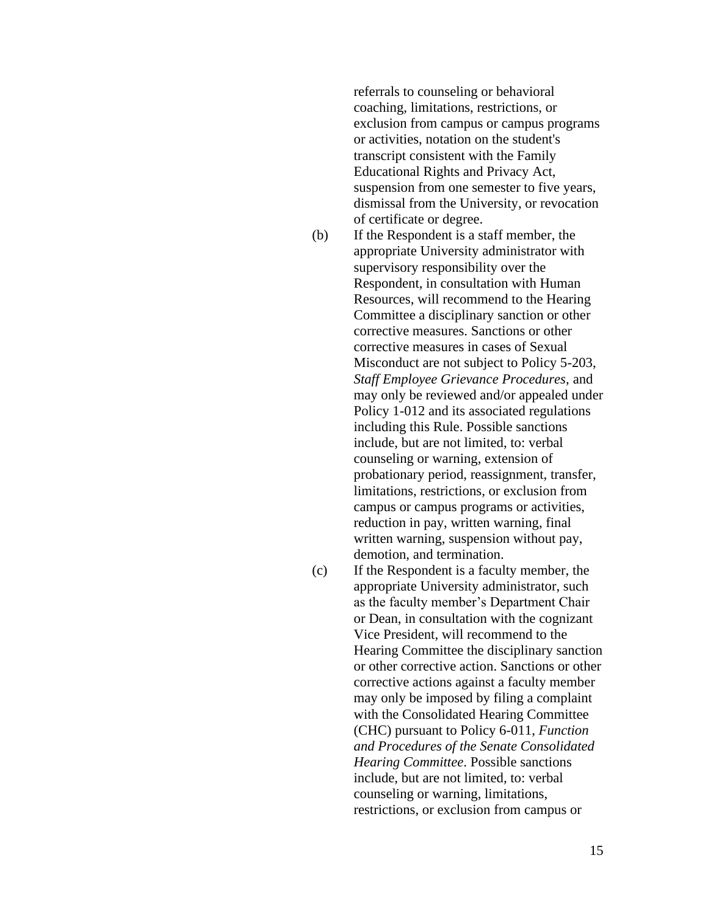referrals to counseling or behavioral coaching, limitations, restrictions, or exclusion from campus or campus programs or activities, notation on the student's transcript consistent with the Family Educational Rights and Privacy Act, suspension from one semester to five years, dismissal from the University, or revocation of certificate or degree.

(b) If the Respondent is a staff member, the appropriate University administrator with supervisory responsibility over the Respondent, in consultation with Human Resources, will recommend to the Hearing Committee a disciplinary sanction or other corrective measures. Sanctions or other corrective measures in cases of Sexual Misconduct are not subject to Policy 5-203, *Staff Employee Grievance Procedures*, and may only be reviewed and/or appealed under Policy 1-012 and its associated regulations including this Rule. Possible sanctions include, but are not limited, to: verbal counseling or warning, extension of probationary period, reassignment, transfer, limitations, restrictions, or exclusion from campus or campus programs or activities, reduction in pay, written warning, final written warning, suspension without pay, demotion, and termination.

(c) If the Respondent is a faculty member, the appropriate University administrator, such as the faculty member's Department Chair or Dean, in consultation with the cognizant Vice President, will recommend to the Hearing Committee the disciplinary sanction or other corrective action. Sanctions or other corrective actions against a faculty member may only be imposed by filing a complaint with the Consolidated Hearing Committee (CHC) pursuant to Policy 6-011, *Function and Procedures of the Senate Consolidated Hearing Committee*. Possible sanctions include, but are not limited, to: verbal counseling or warning, limitations, restrictions, or exclusion from campus or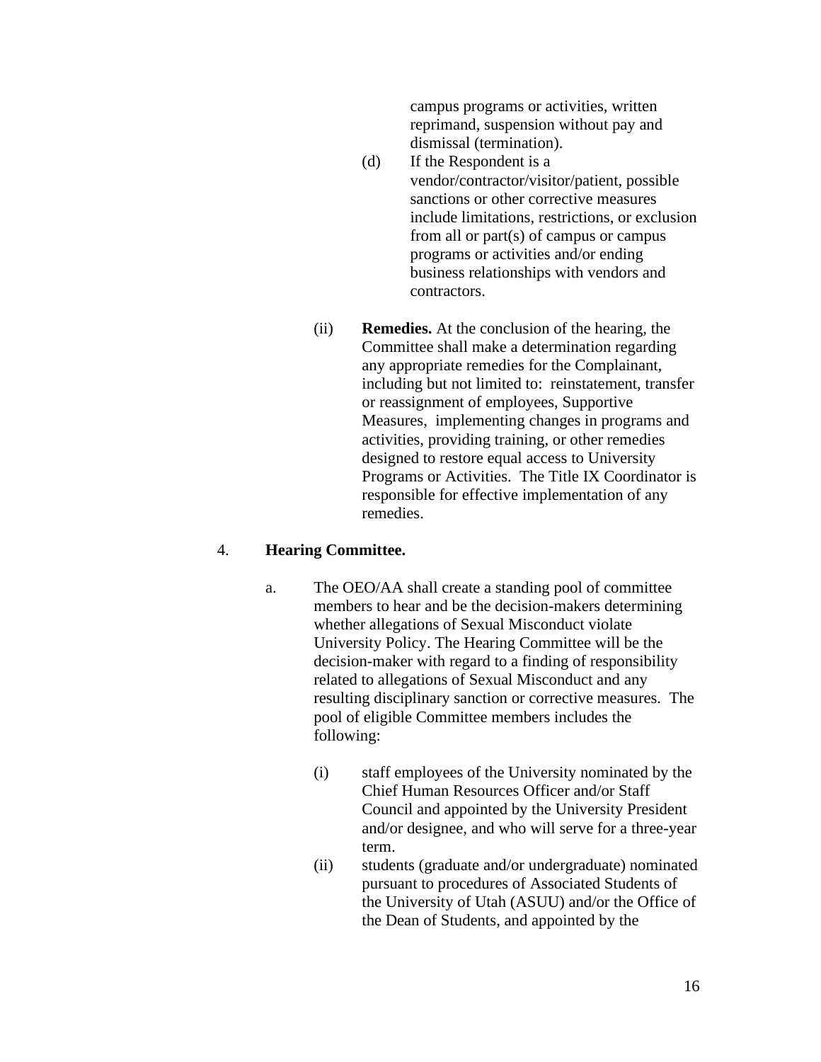campus programs or activities, written reprimand, suspension without pay and dismissal (termination).

(d) If the Respondent is a vendor/contractor/visitor/patient, possible sanctions or other corrective measures include limitations, restrictions, or exclusion from all or part(s) of campus or campus programs or activities and/or ending business relationships with vendors and contractors.

(ii) **Remedies.** At the conclusion of the hearing, the Committee shall make a determination regarding any appropriate remedies for the Complainant, including but not limited to: reinstatement, transfer or reassignment of employees, Supportive Measures, implementing changes in programs and activities, providing training, or other remedies designed to restore equal access to University Programs or Activities. The Title IX Coordinator is responsible for effective implementation of any remedies.

4. **Hearing Committee.**

a. The OEO/AA shall create a standing pool of committee members to hear and be the decision-makers determining whether allegations of Sexual Misconduct violate University Policy. The Hearing Committee will be the decision-maker with regard to a finding of responsibility related to allegations of Sexual Misconduct and any resulting disciplinary sanction or corrective measures. The pool of eligible Committee members includes the following:

(i) staff employees of the University nominated by the Chief Human Resources Officer and/or Staff Council and appointed by the University President and/or designee, and who will serve for a three-year term.

(ii) students (graduate and/or undergraduate) nominated pursuant to procedures of Associated Students of the University of Utah (ASUU) and/or the Office of the Dean of Students, and appointed by the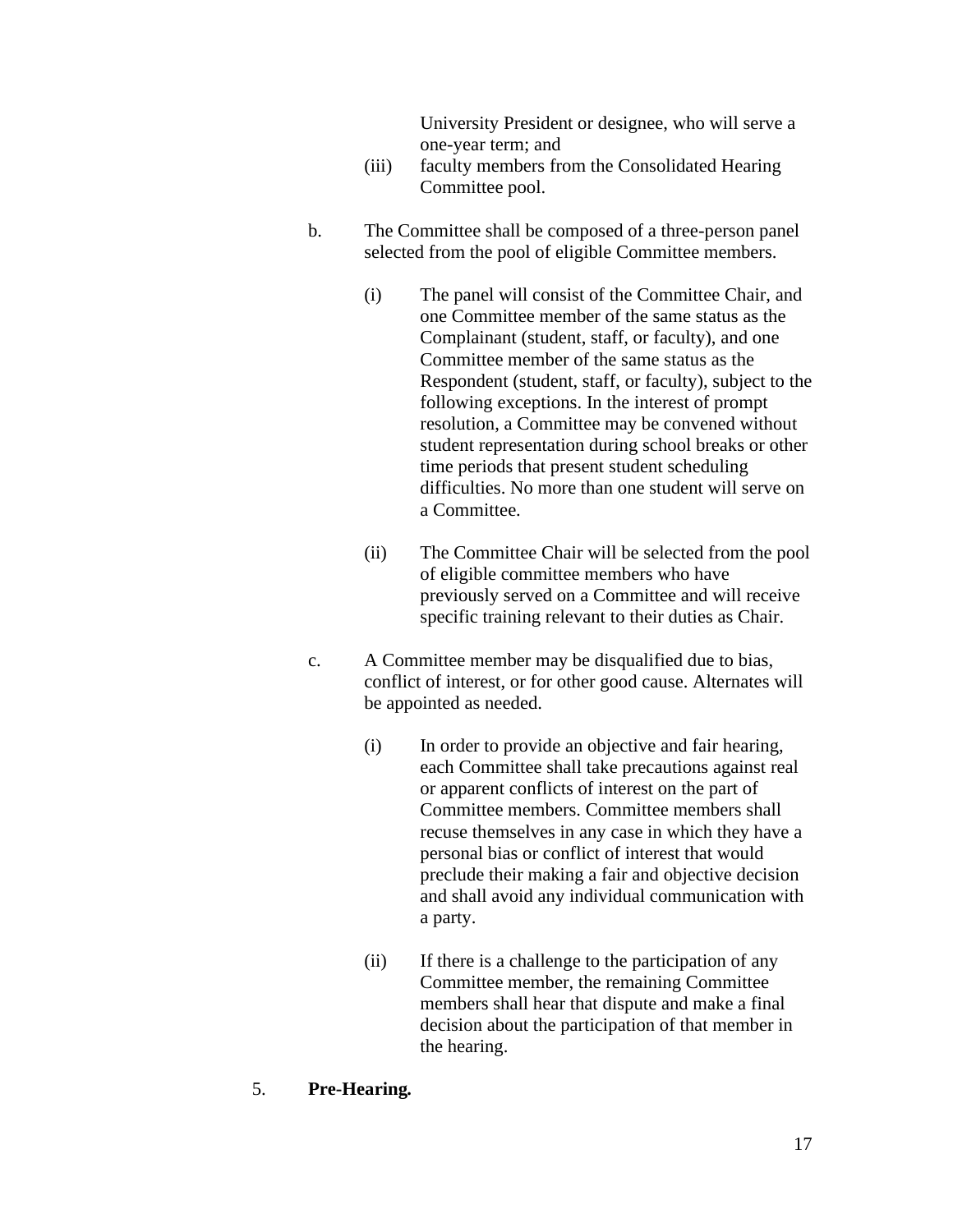University President or designee, who will serve a one-year term; and

(iii) faculty members from the Consolidated Hearing Committee pool.

b. The Committee shall be composed of a three-person panel selected from the pool of eligible Committee members.

(i) The panel will consist of the Committee Chair, and one Committee member of the same status as the Complainant (student, staff, or faculty), and one Committee member of the same status as the Respondent (student, staff, or faculty), subject to the following exceptions. In the interest of prompt resolution, a Committee may be convened without student representation during school breaks or other time periods that present student scheduling difficulties. No more than one student will serve on a Committee.

(ii) The Committee Chair will be selected from the pool of eligible committee members who have previously served on a Committee and will receive specific training relevant to their duties as Chair.

c. A Committee member may be disqualified due to bias, conflict of interest, or for other good cause. Alternates will be appointed as needed.

(i) In order to provide an objective and fair hearing, each Committee shall take precautions against real or apparent conflicts of interest on the part of Committee members. Committee members shall recuse themselves in any case in which they have a personal bias or conflict of interest that would preclude their making a fair and objective decision and shall avoid any individual communication with a party.

(ii) If there is a challenge to the participation of any Committee member, the remaining Committee members shall hear that dispute and make a final decision about the participation of that member in the hearing.

5. **Pre-Hearing.**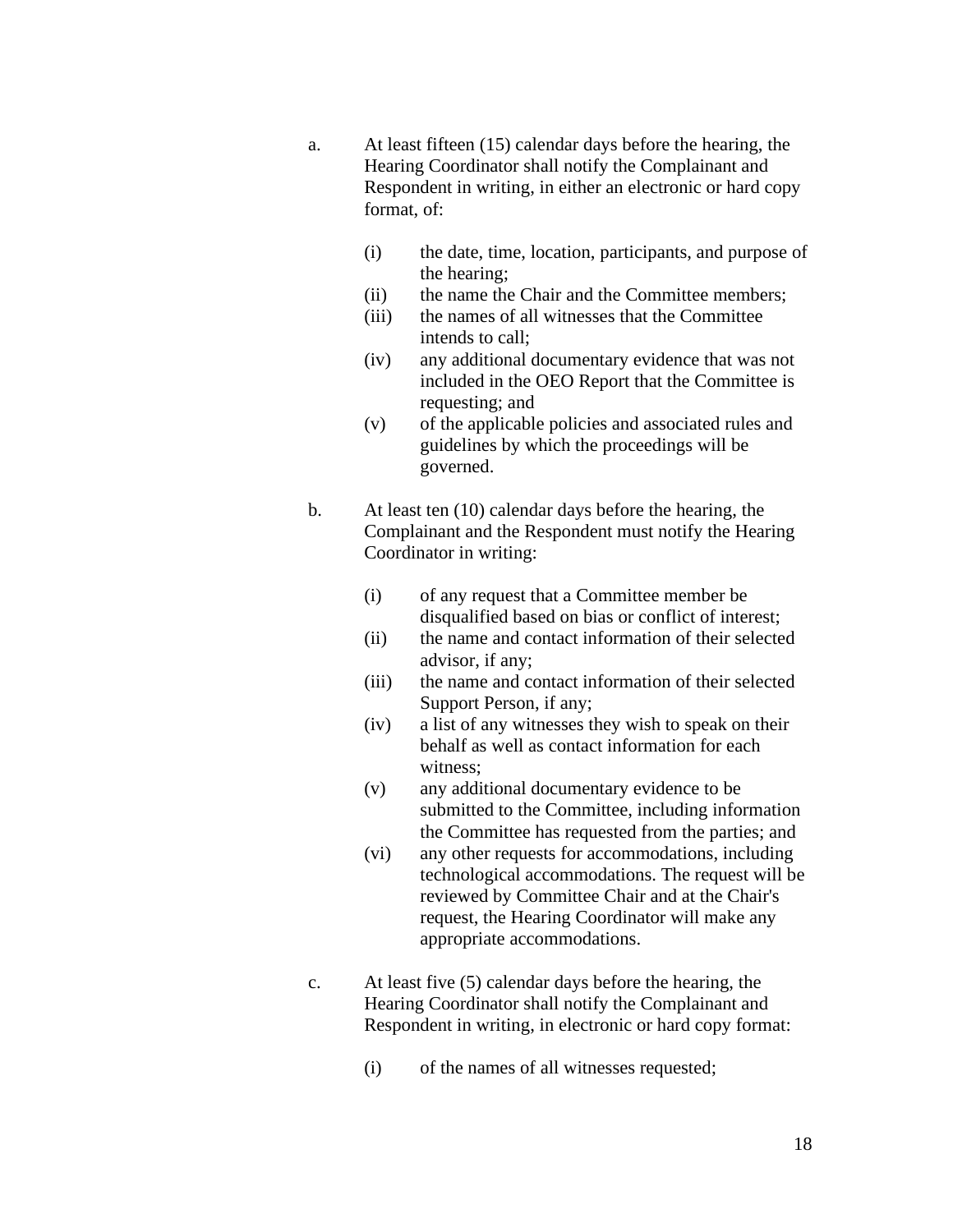a. At least fifteen (15) calendar days before the hearing, the Hearing Coordinator shall notify the Complainant and Respondent in writing, in either an electronic or hard copy format, of:

   (i) the date, time, location, participants, and purpose of the hearing;
   (ii) the name the Chair and the Committee members;
   (iii) the names of all witnesses that the Committee intends to call;
   (iv) any additional documentary evidence that was not included in the OEO Report that the Committee is requesting; and
   (v) of the applicable policies and associated rules and guidelines by which the proceedings will be governed.

b. At least ten (10) calendar days before the hearing, the Complainant and the Respondent must notify the Hearing Coordinator in writing:

   (i) of any request that a Committee member be disqualified based on bias or conflict of interest;
   (ii) the name and contact information of their selected advisor, if any;
   (iii) the name and contact information of their selected Support Person, if any;
   (iv) a list of any witnesses they wish to speak on their behalf as well as contact information for each witness;
   (v) any additional documentary evidence to be submitted to the Committee, including information the Committee has requested from the parties; and
   (vi) any other requests for accommodations, including technological accommodations. The request will be reviewed by Committee Chair and at the Chair's request, the Hearing Coordinator will make any appropriate accommodations.

c. At least five (5) calendar days before the hearing, the Hearing Coordinator shall notify the Complainant and Respondent in writing, in electronic or hard copy format:

   (i) of the names of all witnesses requested;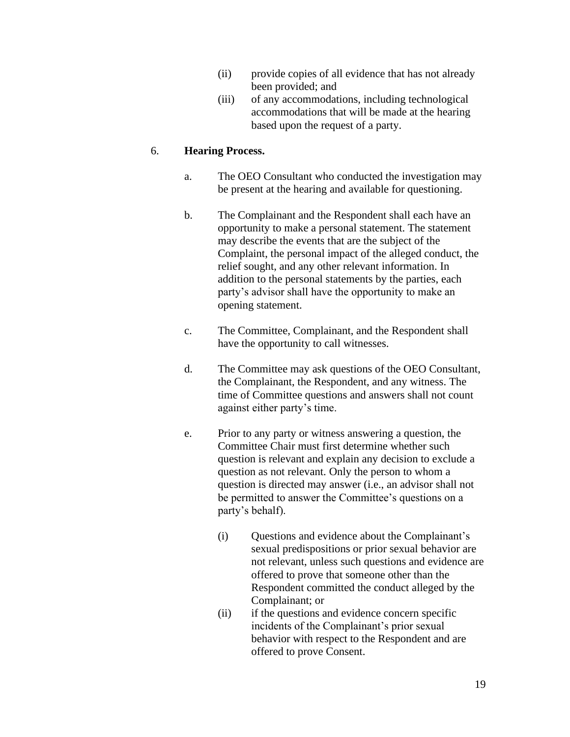(ii) provide copies of all evidence that has not already been provided; and

(iii) of any accommodations, including technological accommodations that will be made at the hearing based upon the request of a party.

6. **Hearing Process.**

a. The OEO Consultant who conducted the investigation may be present at the hearing and available for questioning.

b. The Complainant and the Respondent shall each have an opportunity to make a personal statement. The statement may describe the events that are the subject of the Complaint, the personal impact of the alleged conduct, the relief sought, and any other relevant information. In addition to the personal statements by the parties, each party's advisor shall have the opportunity to make an opening statement.

c. The Committee, Complainant, and the Respondent shall have the opportunity to call witnesses.

d. The Committee may ask questions of the OEO Consultant, the Complainant, the Respondent, and any witness. The time of Committee questions and answers shall not count against either party's time.

e. Prior to any party or witness answering a question, the Committee Chair must first determine whether such question is relevant and explain any decision to exclude a question as not relevant. Only the person to whom a question is directed may answer (i.e., an advisor shall not be permitted to answer the Committee's questions on a party's behalf).

(i) Questions and evidence about the Complainant's sexual predispositions or prior sexual behavior are not relevant, unless such questions and evidence are offered to prove that someone other than the Respondent committed the conduct alleged by the Complainant; or

(ii) if the questions and evidence concern specific incidents of the Complainant's prior sexual behavior with respect to the Respondent and are offered to prove Consent.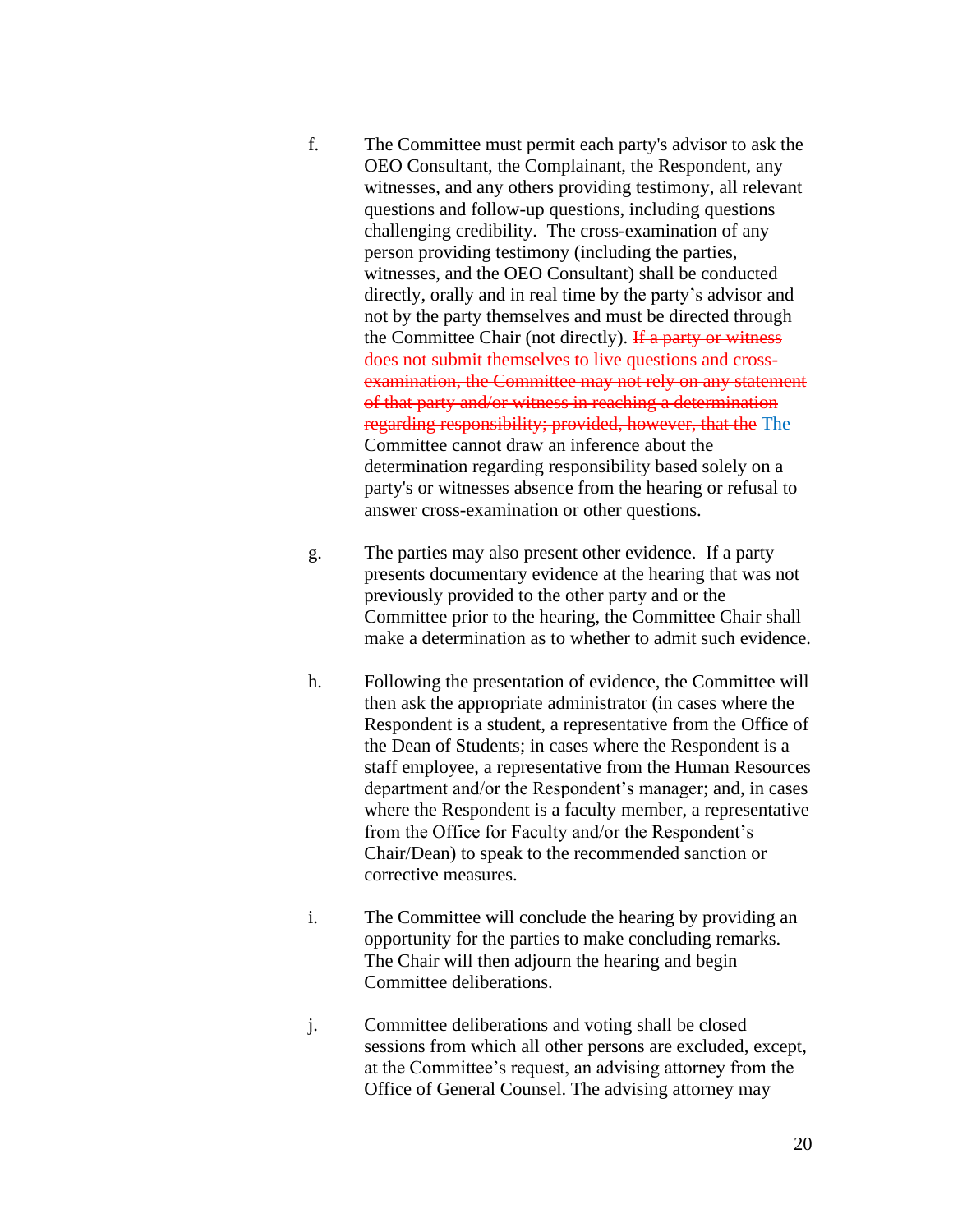f. The Committee must permit each party's advisor to ask the OEO Consultant, the Complainant, the Respondent, any witnesses, and any others providing testimony, all relevant questions and follow-up questions, including questions challenging credibility. The cross-examination of any person providing testimony (including the parties, witnesses, and the OEO Consultant) shall be conducted directly, orally and in real time by the party's advisor and not by the party themselves and must be directed through the Committee Chair (not directly). ~~If a party or witness does not submit themselves to live questions and cross-examination, the Committee may not rely on any statement of that party and/or witness in reaching a determination regarding responsibility; provided, however, that the~~ The Committee cannot draw an inference about the determination regarding responsibility based solely on a party's or witnesses absence from the hearing or refusal to answer cross-examination or other questions.

g. The parties may also present other evidence. If a party presents documentary evidence at the hearing that was not previously provided to the other party and or the Committee prior to the hearing, the Committee Chair shall make a determination as to whether to admit such evidence.

h. Following the presentation of evidence, the Committee will then ask the appropriate administrator (in cases where the Respondent is a student, a representative from the Office of the Dean of Students; in cases where the Respondent is a staff employee, a representative from the Human Resources department and/or the Respondent's manager; and, in cases where the Respondent is a faculty member, a representative from the Office for Faculty and/or the Respondent's Chair/Dean) to speak to the recommended sanction or corrective measures.

i. The Committee will conclude the hearing by providing an opportunity for the parties to make concluding remarks. The Chair will then adjourn the hearing and begin Committee deliberations.

j. Committee deliberations and voting shall be closed sessions from which all other persons are excluded, except, at the Committee's request, an advising attorney from the Office of General Counsel. The advising attorney may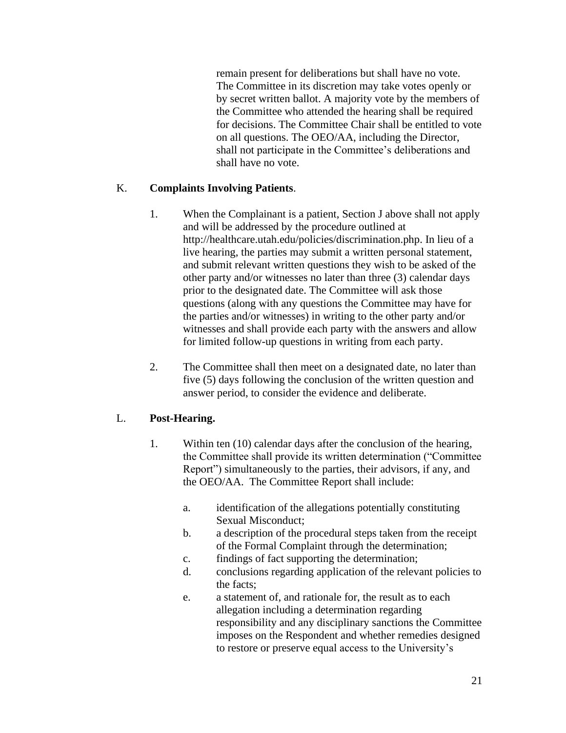remain present for deliberations but shall have no vote. The Committee in its discretion may take votes openly or by secret written ballot. A majority vote by the members of the Committee who attended the hearing shall be required for decisions. The Committee Chair shall be entitled to vote on all questions. The OEO/AA, including the Director, shall not participate in the Committee's deliberations and shall have no vote.

K. **Complaints Involving Patients**.

1. When the Complainant is a patient, Section J above shall not apply and will be addressed by the procedure outlined at http://healthcare.utah.edu/policies/discrimination.php. In lieu of a live hearing, the parties may submit a written personal statement, and submit relevant written questions they wish to be asked of the other party and/or witnesses no later than three (3) calendar days prior to the designated date. The Committee will ask those questions (along with any questions the Committee may have for the parties and/or witnesses) in writing to the other party and/or witnesses and shall provide each party with the answers and allow for limited follow-up questions in writing from each party.

2. The Committee shall then meet on a designated date, no later than five (5) days following the conclusion of the written question and answer period, to consider the evidence and deliberate.

L. **Post-Hearing.**

1. Within ten (10) calendar days after the conclusion of the hearing, the Committee shall provide its written determination ("Committee Report") simultaneously to the parties, their advisors, if any, and the OEO/AA. The Committee Report shall include:

   a. identification of the allegations potentially constituting Sexual Misconduct;
   b. a description of the procedural steps taken from the receipt of the Formal Complaint through the determination;
   c. findings of fact supporting the determination;
   d. conclusions regarding application of the relevant policies to the facts;
   e. a statement of, and rationale for, the result as to each allegation including a determination regarding responsibility and any disciplinary sanctions the Committee imposes on the Respondent and whether remedies designed to restore or preserve equal access to the University's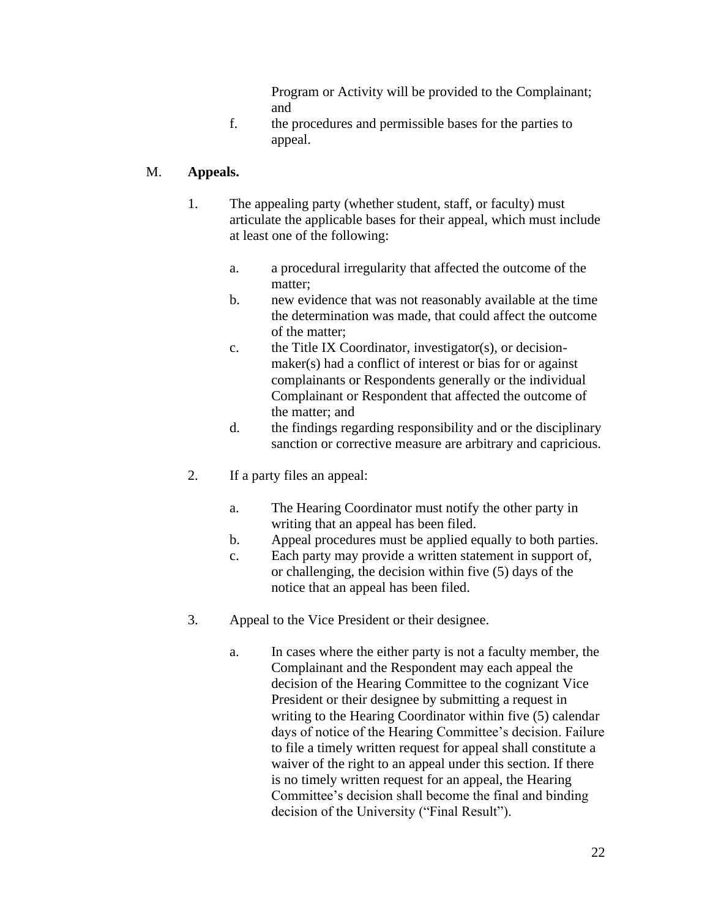Program or Activity will be provided to the Complainant; and

f. the procedures and permissible bases for the parties to appeal.

## M. **Appeals.**

1. The appealing party (whether student, staff, or faculty) must articulate the applicable bases for their appeal, which must include at least one of the following:

   a. a procedural irregularity that affected the outcome of the matter;

   b. new evidence that was not reasonably available at the time the determination was made, that could affect the outcome of the matter;

   c. the Title IX Coordinator, investigator(s), or decision-maker(s) had a conflict of interest or bias for or against complainants or Respondents generally or the individual Complainant or Respondent that affected the outcome of the matter; and

   d. the findings regarding responsibility and or the disciplinary sanction or corrective measure are arbitrary and capricious.

2. If a party files an appeal:

   a. The Hearing Coordinator must notify the other party in writing that an appeal has been filed.

   b. Appeal procedures must be applied equally to both parties.

   c. Each party may provide a written statement in support of, or challenging, the decision within five (5) days of the notice that an appeal has been filed.

3. Appeal to the Vice President or their designee.

   a. In cases where the either party is not a faculty member, the Complainant and the Respondent may each appeal the decision of the Hearing Committee to the cognizant Vice President or their designee by submitting a request in writing to the Hearing Coordinator within five (5) calendar days of notice of the Hearing Committee's decision. Failure to file a timely written request for appeal shall constitute a waiver of the right to an appeal under this section. If there is no timely written request for an appeal, the Hearing Committee's decision shall become the final and binding decision of the University ("Final Result").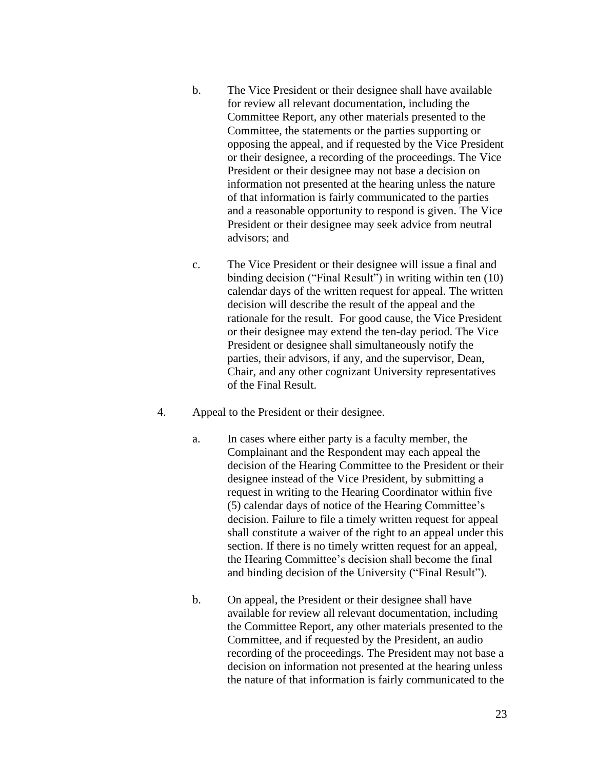b. The Vice President or their designee shall have available for review all relevant documentation, including the Committee Report, any other materials presented to the Committee, the statements or the parties supporting or opposing the appeal, and if requested by the Vice President or their designee, a recording of the proceedings. The Vice President or their designee may not base a decision on information not presented at the hearing unless the nature of that information is fairly communicated to the parties and a reasonable opportunity to respond is given. The Vice President or their designee may seek advice from neutral advisors; and

c. The Vice President or their designee will issue a final and binding decision ("Final Result") in writing within ten (10) calendar days of the written request for appeal. The written decision will describe the result of the appeal and the rationale for the result. For good cause, the Vice President or their designee may extend the ten-day period. The Vice President or designee shall simultaneously notify the parties, their advisors, if any, and the supervisor, Dean, Chair, and any other cognizant University representatives of the Final Result.

4. Appeal to the President or their designee.

a. In cases where either party is a faculty member, the Complainant and the Respondent may each appeal the decision of the Hearing Committee to the President or their designee instead of the Vice President, by submitting a request in writing to the Hearing Coordinator within five (5) calendar days of notice of the Hearing Committee's decision. Failure to file a timely written request for appeal shall constitute a waiver of the right to an appeal under this section. If there is no timely written request for an appeal, the Hearing Committee's decision shall become the final and binding decision of the University ("Final Result").

b. On appeal, the President or their designee shall have available for review all relevant documentation, including the Committee Report, any other materials presented to the Committee, and if requested by the President, an audio recording of the proceedings. The President may not base a decision on information not presented at the hearing unless the nature of that information is fairly communicated to the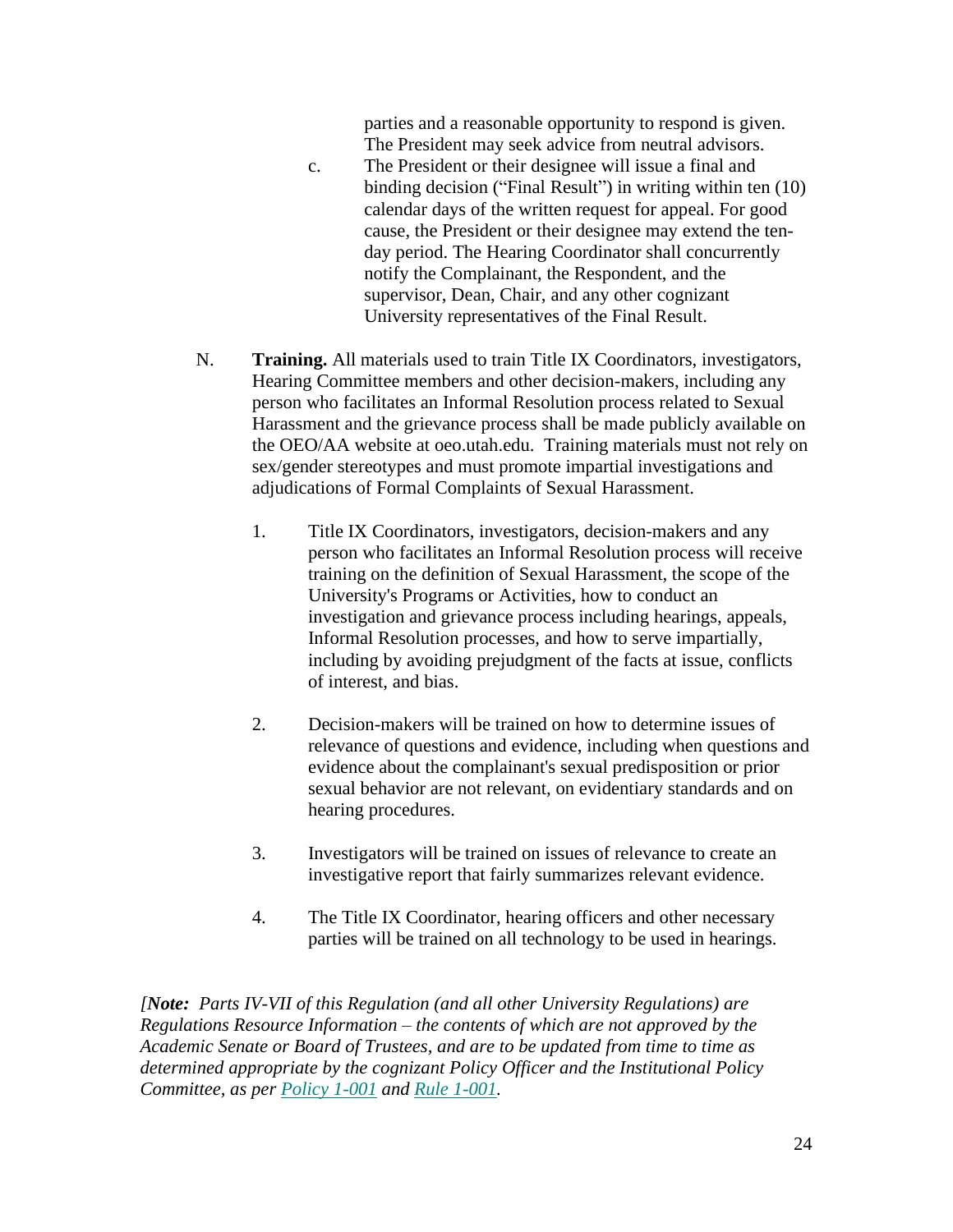parties and a reasonable opportunity to respond is given. The President may seek advice from neutral advisors.

c. The President or their designee will issue a final and binding decision ("Final Result") in writing within ten (10) calendar days of the written request for appeal. For good cause, the President or their designee may extend the ten-day period. The Hearing Coordinator shall concurrently notify the Complainant, the Respondent, and the supervisor, Dean, Chair, and any other cognizant University representatives of the Final Result.

N. **Training.** All materials used to train Title IX Coordinators, investigators, Hearing Committee members and other decision-makers, including any person who facilitates an Informal Resolution process related to Sexual Harassment and the grievance process shall be made publicly available on the OEO/AA website at oeo.utah.edu. Training materials must not rely on sex/gender stereotypes and must promote impartial investigations and adjudications of Formal Complaints of Sexual Harassment.

1. Title IX Coordinators, investigators, decision-makers and any person who facilitates an Informal Resolution process will receive training on the definition of Sexual Harassment, the scope of the University's Programs or Activities, how to conduct an investigation and grievance process including hearings, appeals, Informal Resolution processes, and how to serve impartially, including by avoiding prejudgment of the facts at issue, conflicts of interest, and bias.

2. Decision-makers will be trained on how to determine issues of relevance of questions and evidence, including when questions and evidence about the complainant's sexual predisposition or prior sexual behavior are not relevant, on evidentiary standards and on hearing procedures.

3. Investigators will be trained on issues of relevance to create an investigative report that fairly summarizes relevant evidence.

4. The Title IX Coordinator, hearing officers and other necessary parties will be trained on all technology to be used in hearings.

*[**Note:** Parts IV-VII of this Regulation (and all other University Regulations) are Regulations Resource Information – the contents of which are not approved by the Academic Senate or Board of Trustees, and are to be updated from time to time as determined appropriate by the cognizant Policy Officer and the Institutional Policy Committee, as per Policy 1-001 and Rule 1-001.*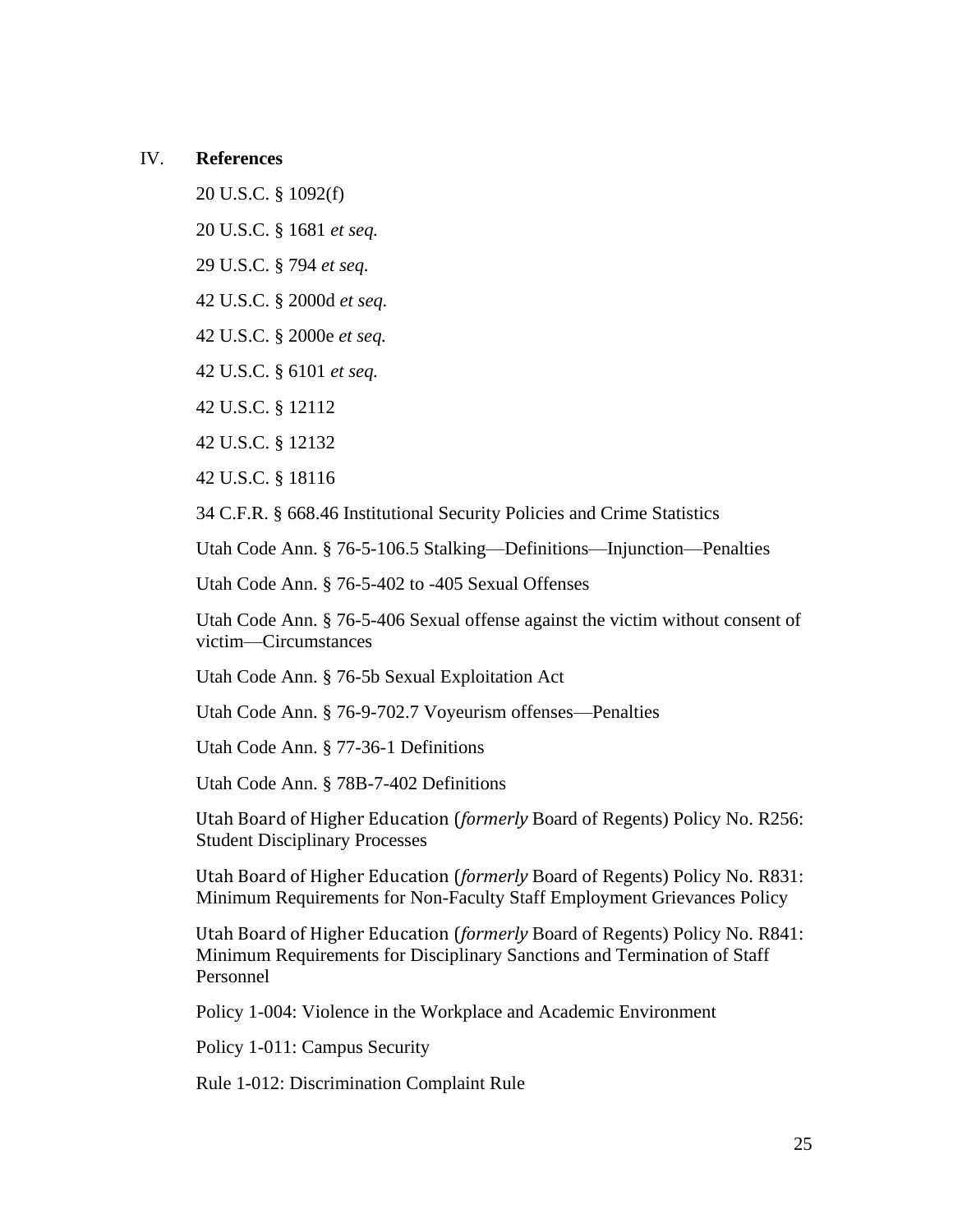## IV. **References**

20 U.S.C. § 1092(f)

20 U.S.C. § 1681 *et seq.*

29 U.S.C. § 794 *et seq.*

42 U.S.C. § 2000d *et seq.*

42 U.S.C. § 2000e *et seq.*

42 U.S.C. § 6101 *et seq.*

42 U.S.C. § 12112

42 U.S.C. § 12132

42 U.S.C. § 18116

34 C.F.R. § 668.46 Institutional Security Policies and Crime Statistics

Utah Code Ann. § 76-5-106.5 Stalking—Definitions—Injunction—Penalties

Utah Code Ann. § 76-5-402 to -405 Sexual Offenses

Utah Code Ann. § 76-5-406 Sexual offense against the victim without consent of victim—Circumstances

Utah Code Ann. § 76-5b Sexual Exploitation Act

Utah Code Ann. § 76-9-702.7 Voyeurism offenses—Penalties

Utah Code Ann. § 77-36-1 Definitions

Utah Code Ann. § 78B-7-402 Definitions

Utah Board of Higher Education (*formerly* Board of Regents) Policy No. R256: Student Disciplinary Processes

Utah Board of Higher Education (*formerly* Board of Regents) Policy No. R831: Minimum Requirements for Non-Faculty Staff Employment Grievances Policy

Utah Board of Higher Education (*formerly* Board of Regents) Policy No. R841: Minimum Requirements for Disciplinary Sanctions and Termination of Staff Personnel

Policy 1-004: Violence in the Workplace and Academic Environment

Policy 1-011: Campus Security

Rule 1-012: Discrimination Complaint Rule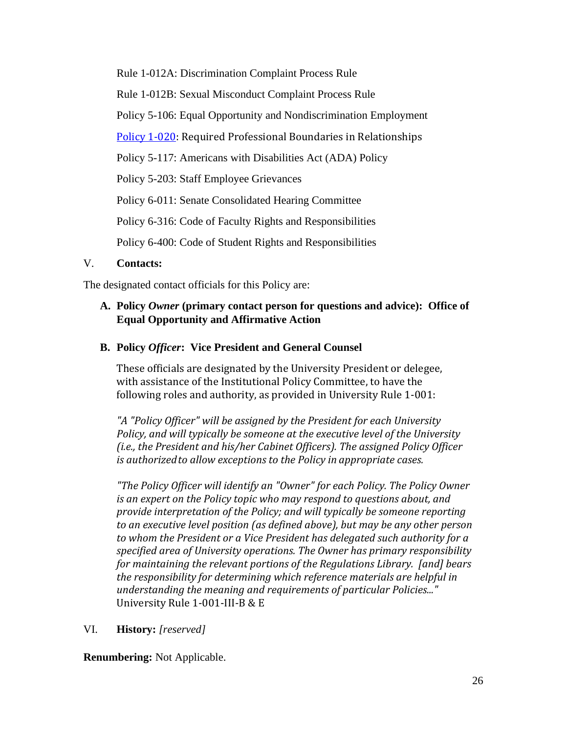Rule 1-012A: Discrimination Complaint Process Rule

Rule 1-012B: Sexual Misconduct Complaint Process Rule

Policy 5-106: Equal Opportunity and Nondiscrimination Employment

Policy 1-020: Required Professional Boundaries in Relationships

Policy 5-117: Americans with Disabilities Act (ADA) Policy

Policy 5-203: Staff Employee Grievances

Policy 6-011: Senate Consolidated Hearing Committee

Policy 6-316: Code of Faculty Rights and Responsibilities

Policy 6-400: Code of Student Rights and Responsibilities

## V. Contacts:

The designated contact officials for this Policy are:

**A. Policy *Owner* (primary contact person for questions and advice): Office of Equal Opportunity and Affirmative Action**

**B. Policy *Officer*: Vice President and General Counsel**

These officials are designated by the University President or delegee, with assistance of the Institutional Policy Committee, to have the following roles and authority, as provided in University Rule 1-001:

*"A "Policy Officer" will be assigned by the President for each University Policy, and will typically be someone at the executive level of the University (i.e., the President and his/her Cabinet Officers). The assigned Policy Officer is authorized to allow exceptions to the Policy in appropriate cases.*

*"The Policy Officer will identify an "Owner" for each Policy. The Policy Owner is an expert on the Policy topic who may respond to questions about, and provide interpretation of the Policy; and will typically be someone reporting to an executive level position (as defined above), but may be any other person to whom the President or a Vice President has delegated such authority for a specified area of University operations. The Owner has primary responsibility for maintaining the relevant portions of the Regulations Library. [and] bears the responsibility for determining which reference materials are helpful in understanding the meaning and requirements of particular Policies..."* University Rule 1-001-III-B & E

## VI. History: *[reserved]*

**Renumbering:** Not Applicable.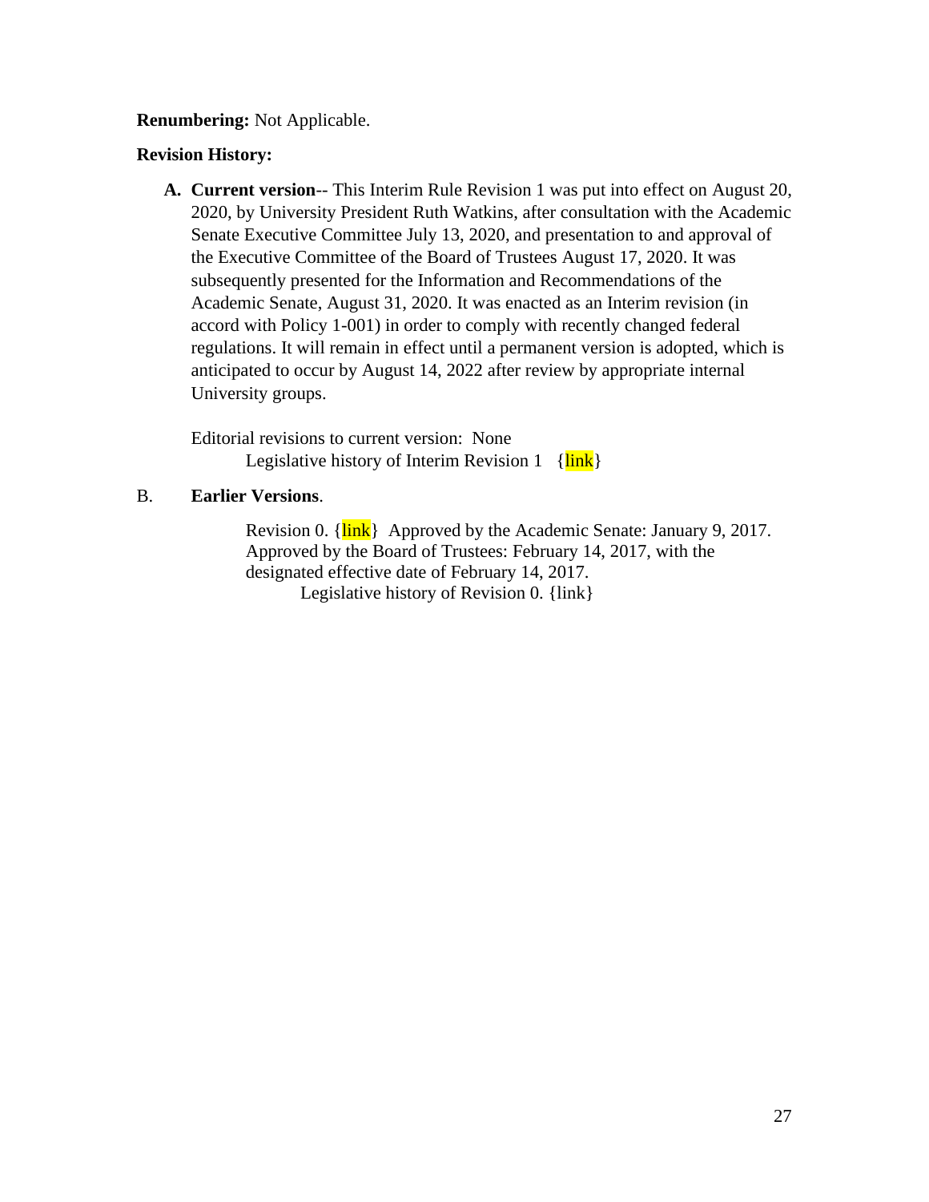**Renumbering:** Not Applicable.

**Revision History:**

A. **Current version**-- This Interim Rule Revision 1 was put into effect on August 20, 2020, by University President Ruth Watkins, after consultation with the Academic Senate Executive Committee July 13, 2020, and presentation to and approval of the Executive Committee of the Board of Trustees August 17, 2020. It was subsequently presented for the Information and Recommendations of the Academic Senate, August 31, 2020. It was enacted as an Interim revision (in accord with Policy 1-001) in order to comply with recently changed federal regulations. It will remain in effect until a permanent version is adopted, which is anticipated to occur by August 14, 2022 after review by appropriate internal University groups.

Editorial revisions to current version: None

Legislative history of Interim Revision 1 {link}

B. **Earlier Versions**.

Revision 0. {link} Approved by the Academic Senate: January 9, 2017. Approved by the Board of Trustees: February 14, 2017, with the designated effective date of February 14, 2017.

Legislative history of Revision 0. {link}